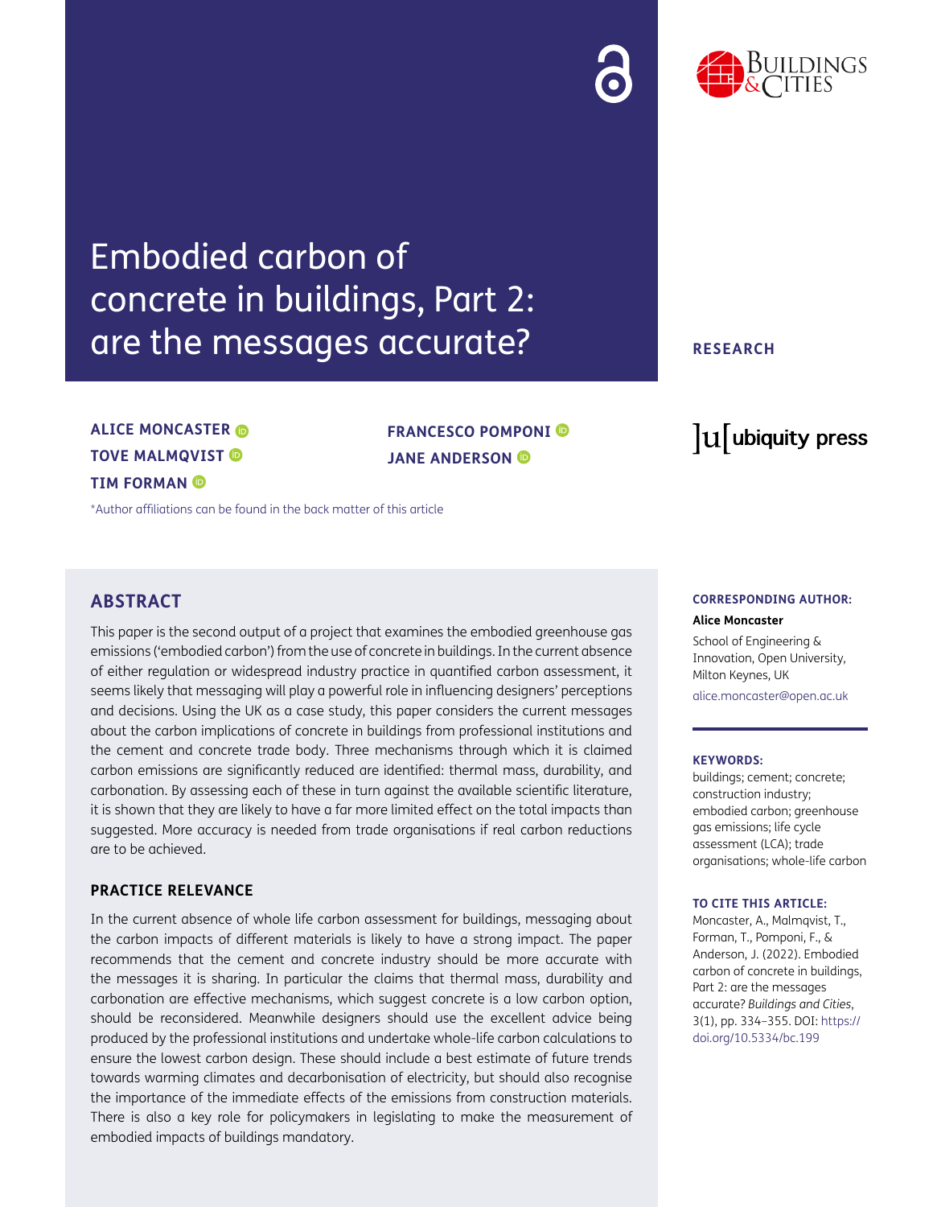# Embodied carbon of concrete in buildings, Part 2: are the messages accurate?

RESEARCH

**ALICE MONCASTER**
**TOVE MALMQVIST**
**TIM FORMAN**
**FRANCESCO POMPONI**
**JANE ANDERSON**

*Author affiliations can be found in the back matter of this article

## ABSTRACT

This paper is the second output of a project that examines the embodied greenhouse gas emissions ('embodied carbon') from the use of concrete in buildings. In the current absence of either regulation or widespread industry practice in quantified carbon assessment, it seems likely that messaging will play a powerful role in influencing designers' perceptions and decisions. Using the UK as a case study, this paper considers the current messages about the carbon implications of concrete in buildings from professional institutions and the cement and concrete trade body. Three mechanisms through which it is claimed carbon emissions are significantly reduced are identified: thermal mass, durability, and carbonation. By assessing each of these in turn against the available scientific literature, it is shown that they are likely to have a far more limited effect on the total impacts than suggested. More accuracy is needed from trade organisations if real carbon reductions are to be achieved.

### PRACTICE RELEVANCE

In the current absence of whole life carbon assessment for buildings, messaging about the carbon impacts of different materials is likely to have a strong impact. The paper recommends that the cement and concrete industry should be more accurate with the messages it is sharing. In particular the claims that thermal mass, durability and carbonation are effective mechanisms, which suggest concrete is a low carbon option, should be reconsidered. Meanwhile designers should use the excellent advice being produced by the professional institutions and undertake whole-life carbon calculations to ensure the lowest carbon design. These should include a best estimate of future trends towards warming climates and decarbonisation of electricity, but should also recognise the importance of the immediate effects of the emissions from construction materials. There is also a key role for policymakers in legislating to make the measurement of embodied impacts of buildings mandatory.

**CORRESPONDING AUTHOR:**

**Alice Moncaster**

School of Engineering & Innovation, Open University, Milton Keynes, UK

alice.moncaster@open.ac.uk

**KEYWORDS:**

buildings; cement; concrete; construction industry; embodied carbon; greenhouse gas emissions; life cycle assessment (LCA); trade organisations; whole-life carbon

**TO CITE THIS ARTICLE:**

Moncaster, A., Malmqvist, T., Forman, T., Pomponi, F., & Anderson, J. (2022). Embodied carbon of concrete in buildings, Part 2: are the messages accurate? *Buildings and Cities*, 3(1), pp. 334–355. DOI: https://doi.org/10.5334/bc.199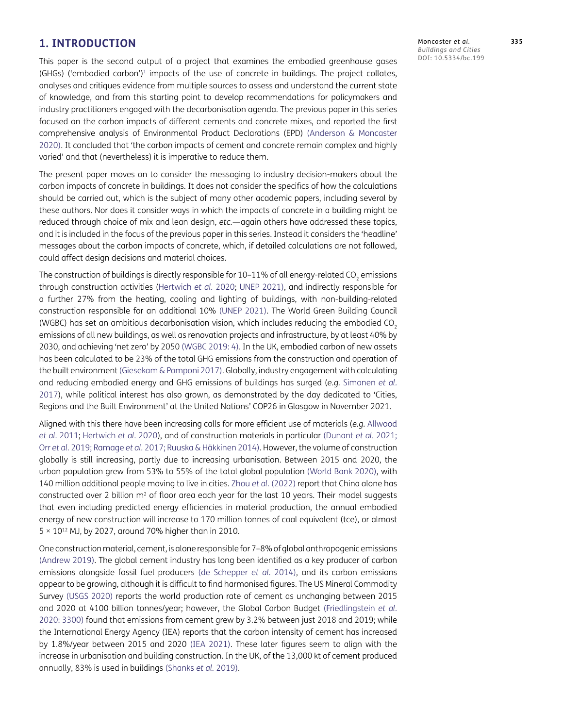## 1. INTRODUCTION

This paper is the second output of a project that examines the embodied greenhouse gases (GHGs) ('embodied carbon')[1] impacts of the use of concrete in buildings. The project collates, analyses and critiques evidence from multiple sources to assess and understand the current state of knowledge, and from this starting point to develop recommendations for policymakers and industry practitioners engaged with the decarbonisation agenda. The previous paper in this series focused on the carbon impacts of different cements and concrete mixes, and reported the first comprehensive analysis of Environmental Product Declarations (EPD) (Anderson & Moncaster 2020). It concluded that 'the carbon impacts of cement and concrete remain complex and highly varied' and that (nevertheless) it is imperative to reduce them.

The present paper moves on to consider the messaging to industry decision-makers about the carbon impacts of concrete in buildings. It does not consider the specifics of how the calculations should be carried out, which is the subject of many other academic papers, including several by these authors. Nor does it consider ways in which the impacts of concrete in a building might be reduced through choice of mix and lean design, *etc.*—again others have addressed these topics, and it is included in the focus of the previous paper in this series. Instead it considers the 'headline' messages about the carbon impacts of concrete, which, if detailed calculations are not followed, could affect design decisions and material choices.

The construction of buildings is directly responsible for 10–11% of all energy-related $CO_2$ emissions through construction activities (Hertwich *et al.* 2020; UNEP 2021), and indirectly responsible for a further 27% from the heating, cooling and lighting of buildings, with non-building-related construction responsible for an additional 10% (UNEP 2021). The World Green Building Council (WGBC) has set an ambitious decarbonisation vision, which includes reducing the embodied $CO_2$ emissions of all new buildings, as well as renovation projects and infrastructure, by at least 40% by 2030, and achieving 'net zero' by 2050 (WGBC 2019: 4). In the UK, embodied carbon of new assets has been calculated to be 23% of the total GHG emissions from the construction and operation of the built environment (Giesekam & Pomponi 2017). Globally, industry engagement with calculating and reducing embodied energy and GHG emissions of buildings has surged (*e.g.* Simonen *et al.* 2017), while political interest has also grown, as demonstrated by the day dedicated to 'Cities, Regions and the Built Environment' at the United Nations' COP26 in Glasgow in November 2021.

Aligned with this there have been increasing calls for more efficient use of materials (*e.g.* Allwood *et al.* 2011; Hertwich *et al.* 2020), and of construction materials in particular (Dunant *et al.* 2021; Orr *et al.* 2019; Ramage *et al.* 2017; Ruuska & Häkkinen 2014). However, the volume of construction globally is still increasing, partly due to increasing urbanisation. Between 2015 and 2020, the urban population grew from 53% to 55% of the total global population (World Bank 2020), with 140 million additional people moving to live in cities. Zhou *et al.* (2022) report that China alone has constructed over 2 billion $m^2$ of floor area each year for the last 10 years. Their model suggests that even including predicted energy efficiencies in material production, the annual embodied energy of new construction will increase to 170 million tonnes of coal equivalent (tce), or almost $5 \times 10^{12}$ MJ, by 2027, around 70% higher than in 2010.

One construction material, cement, is alone responsible for 7–8% of global anthropogenic emissions (Andrew 2019). The global cement industry has long been identified as a key producer of carbon emissions alongside fossil fuel producers (de Schepper *et al.* 2014), and its carbon emissions appear to be growing, although it is difficult to find harmonised figures. The US Mineral Commodity Survey (USGS 2020) reports the world production rate of cement as unchanging between 2015 and 2020 at 4100 billion tonnes/year; however, the Global Carbon Budget (Friedlingstein *et al.* 2020: 3300) found that emissions from cement grew by 3.2% between just 2018 and 2019; while the International Energy Agency (IEA) reports that the carbon intensity of cement has increased by 1.8%/year between 2015 and 2020 (IEA 2021). These later figures seem to align with the increase in urbanisation and building construction. In the UK, of the 13,000 kt of cement produced annually, 83% is used in buildings (Shanks *et al.* 2019).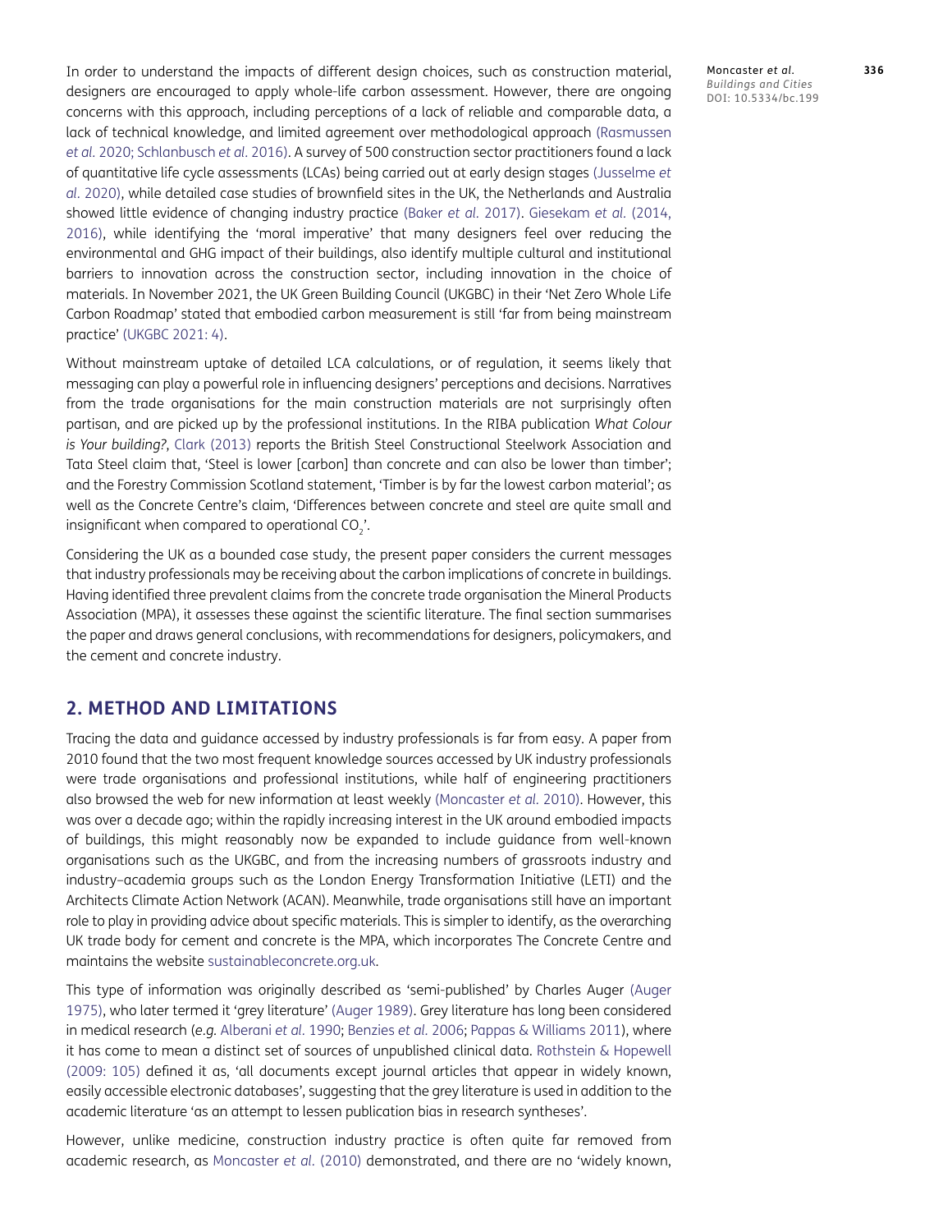In order to understand the impacts of different design choices, such as construction material, designers are encouraged to apply whole-life carbon assessment. However, there are ongoing concerns with this approach, including perceptions of a lack of reliable and comparable data, a lack of technical knowledge, and limited agreement over methodological approach (Rasmussen *et al.* 2020; Schlanbusch *et al.* 2016). A survey of 500 construction sector practitioners found a lack of quantitative life cycle assessments (LCAs) being carried out at early design stages (Jusselme *et al.* 2020), while detailed case studies of brownfield sites in the UK, the Netherlands and Australia showed little evidence of changing industry practice (Baker *et al.* 2017). Giesekam *et al.* (2014, 2016), while identifying the 'moral imperative' that many designers feel over reducing the environmental and GHG impact of their buildings, also identify multiple cultural and institutional barriers to innovation across the construction sector, including innovation in the choice of materials. In November 2021, the UK Green Building Council (UKGBC) in their 'Net Zero Whole Life Carbon Roadmap' stated that embodied carbon measurement is still 'far from being mainstream practice' (UKGBC 2021: 4).

Without mainstream uptake of detailed LCA calculations, or of regulation, it seems likely that messaging can play a powerful role in influencing designers' perceptions and decisions. Narratives from the trade organisations for the main construction materials are not surprisingly often partisan, and are picked up by the professional institutions. In the RIBA publication *What Colour is Your building?*, Clark (2013) reports the British Steel Constructional Steelwork Association and Tata Steel claim that, 'Steel is lower [carbon] than concrete and can also be lower than timber'; and the Forestry Commission Scotland statement, 'Timber is by far the lowest carbon material'; as well as the Concrete Centre's claim, 'Differences between concrete and steel are quite small and insignificant when compared to operational $CO_2$'.

Considering the UK as a bounded case study, the present paper considers the current messages that industry professionals may be receiving about the carbon implications of concrete in buildings. Having identified three prevalent claims from the concrete trade organisation the Mineral Products Association (MPA), it assesses these against the scientific literature. The final section summarises the paper and draws general conclusions, with recommendations for designers, policymakers, and the cement and concrete industry.

## 2. METHOD AND LIMITATIONS

Tracing the data and guidance accessed by industry professionals is far from easy. A paper from 2010 found that the two most frequent knowledge sources accessed by UK industry professionals were trade organisations and professional institutions, while half of engineering practitioners also browsed the web for new information at least weekly (Moncaster *et al.* 2010). However, this was over a decade ago; within the rapidly increasing interest in the UK around embodied impacts of buildings, this might reasonably now be expanded to include guidance from well-known organisations such as the UKGBC, and from the increasing numbers of grassroots industry and industry–academia groups such as the London Energy Transformation Initiative (LETI) and the Architects Climate Action Network (ACAN). Meanwhile, trade organisations still have an important role to play in providing advice about specific materials. This is simpler to identify, as the overarching UK trade body for cement and concrete is the MPA, which incorporates The Concrete Centre and maintains the website sustainableconcrete.org.uk.

This type of information was originally described as 'semi-published' by Charles Auger (Auger 1975), who later termed it 'grey literature' (Auger 1989). Grey literature has long been considered in medical research (*e.g.* Alberani *et al.* 1990; Benzies *et al.* 2006; Pappas & Williams 2011), where it has come to mean a distinct set of sources of unpublished clinical data. Rothstein & Hopewell (2009: 105) defined it as, 'all documents except journal articles that appear in widely known, easily accessible electronic databases', suggesting that the grey literature is used in addition to the academic literature 'as an attempt to lessen publication bias in research syntheses'.

However, unlike medicine, construction industry practice is often quite far removed from academic research, as Moncaster *et al.* (2010) demonstrated, and there are no 'widely known,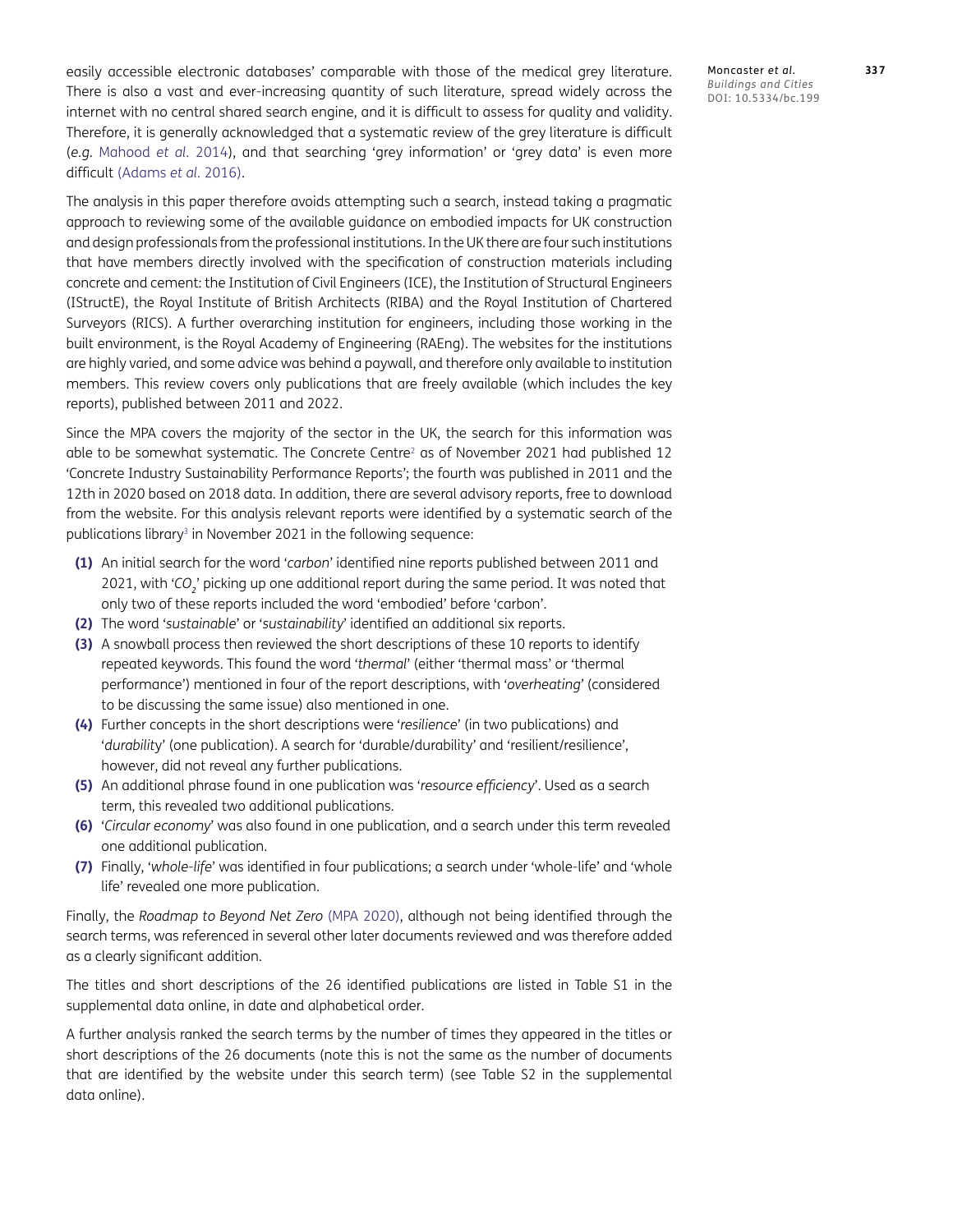easily accessible electronic databases' comparable with those of the medical grey literature. There is also a vast and ever-increasing quantity of such literature, spread widely across the internet with no central shared search engine, and it is difficult to assess for quality and validity. Therefore, it is generally acknowledged that a systematic review of the grey literature is difficult (*e.g.* Mahood *et al.* 2014), and that searching 'grey information' or 'grey data' is even more difficult (Adams *et al.* 2016).

The analysis in this paper therefore avoids attempting such a search, instead taking a pragmatic approach to reviewing some of the available guidance on embodied impacts for UK construction and design professionals from the professional institutions. In the UK there are four such institutions that have members directly involved with the specification of construction materials including concrete and cement: the Institution of Civil Engineers (ICE), the Institution of Structural Engineers (IStructE), the Royal Institute of British Architects (RIBA) and the Royal Institution of Chartered Surveyors (RICS). A further overarching institution for engineers, including those working in the built environment, is the Royal Academy of Engineering (RAEng). The websites for the institutions are highly varied, and some advice was behind a paywall, and therefore only available to institution members. This review covers only publications that are freely available (which includes the key reports), published between 2011 and 2022.

Since the MPA covers the majority of the sector in the UK, the search for this information was able to be somewhat systematic. The Concrete Centre[2] as of November 2021 had published 12 'Concrete Industry Sustainability Performance Reports'; the fourth was published in 2011 and the 12th in 2020 based on 2018 data. In addition, there are several advisory reports, free to download from the website. For this analysis relevant reports were identified by a systematic search of the publications library[3] in November 2021 in the following sequence:

1. An initial search for the word '*carbon*' identified nine reports published between 2011 and 2021, with '*$CO_2$*' picking up one additional report during the same period. It was noted that only two of these reports included the word 'embodied' before 'carbon'.
2. The word '*sustainable*' or '*sustainability*' identified an additional six reports.
3. A snowball process then reviewed the short descriptions of these 10 reports to identify repeated keywords. This found the word '*thermal*' (either 'thermal mass' or 'thermal performance') mentioned in four of the report descriptions, with '*overheating*' (considered to be discussing the same issue) also mentioned in one.
4. Further concepts in the short descriptions were '*resilience*' (in two publications) and '*durability*' (one publication). A search for 'durable/durability' and 'resilient/resilience', however, did not reveal any further publications.
5. An additional phrase found in one publication was '*resource efficiency*'. Used as a search term, this revealed two additional publications.
6. '*Circular economy*' was also found in one publication, and a search under this term revealed one additional publication.
7. Finally, '*whole-life*' was identified in four publications; a search under 'whole-life' and 'whole life' revealed one more publication.

Finally, the *Roadmap to Beyond Net Zero* (MPA 2020), although not being identified through the search terms, was referenced in several other later documents reviewed and was therefore added as a clearly significant addition.

The titles and short descriptions of the 26 identified publications are listed in Table S1 in the supplemental data online, in date and alphabetical order.

A further analysis ranked the search terms by the number of times they appeared in the titles or short descriptions of the 26 documents (note this is not the same as the number of documents that are identified by the website under this search term) (see Table S2 in the supplemental data online).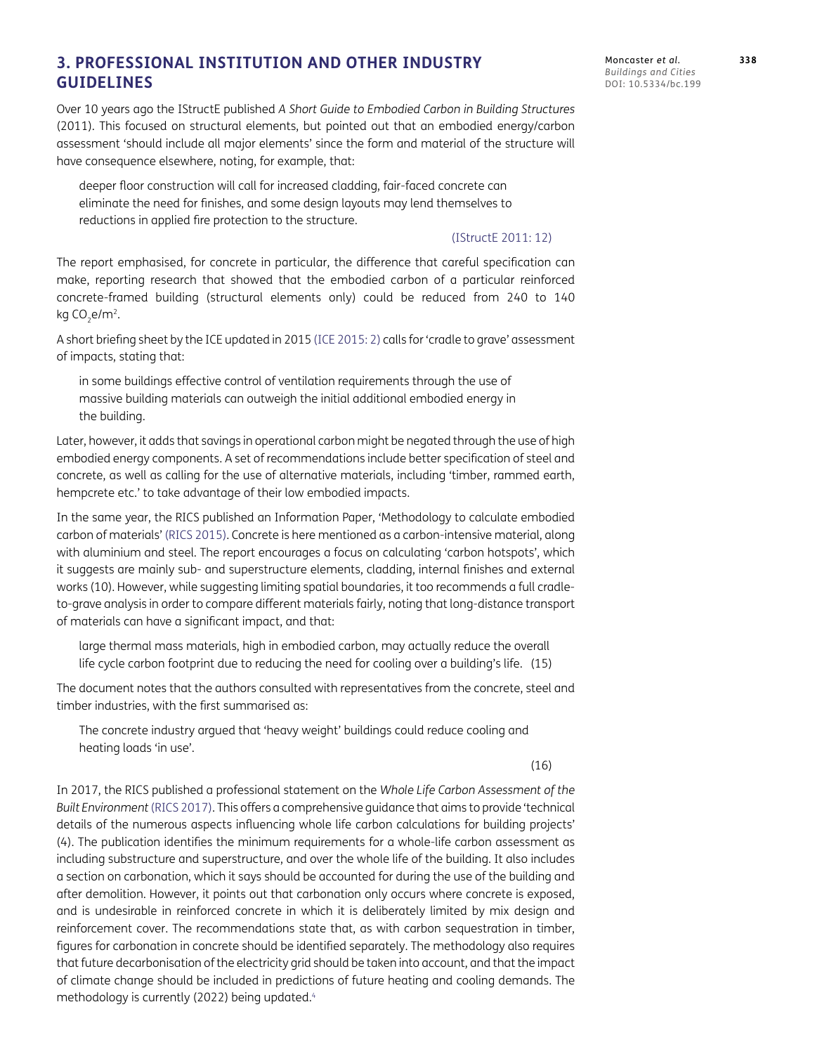## 3. PROFESSIONAL INSTITUTION AND OTHER INDUSTRY GUIDELINES

Over 10 years ago the IStructE published *A Short Guide to Embodied Carbon in Building Structures* (2011). This focused on structural elements, but pointed out that an embodied energy/carbon assessment 'should include all major elements' since the form and material of the structure will have consequence elsewhere, noting, for example, that:

> deeper floor construction will call for increased cladding, fair-faced concrete can eliminate the need for finishes, and some design layouts may lend themselves to reductions in applied fire protection to the structure.
>
> (IStructE 2011: 12)

The report emphasised, for concrete in particular, the difference that careful specification can make, reporting research that showed that the embodied carbon of a particular reinforced concrete-framed building (structural elements only) could be reduced from 240 to 140 kg $CO_2e/m^2$.

A short briefing sheet by the ICE updated in 2015 (ICE 2015: 2) calls for 'cradle to grave' assessment of impacts, stating that:

> in some buildings effective control of ventilation requirements through the use of massive building materials can outweigh the initial additional embodied energy in the building.

Later, however, it adds that savings in operational carbon might be negated through the use of high embodied energy components. A set of recommendations include better specification of steel and concrete, as well as calling for the use of alternative materials, including 'timber, rammed earth, hempcrete etc.' to take advantage of their low embodied impacts.

In the same year, the RICS published an Information Paper, 'Methodology to calculate embodied carbon of materials' (RICS 2015). Concrete is here mentioned as a carbon-intensive material, along with aluminium and steel. The report encourages a focus on calculating 'carbon hotspots', which it suggests are mainly sub- and superstructure elements, cladding, internal finishes and external works (10). However, while suggesting limiting spatial boundaries, it too recommends a full cradle-to-grave analysis in order to compare different materials fairly, noting that long-distance transport of materials can have a significant impact, and that:

> large thermal mass materials, high in embodied carbon, may actually reduce the overall life cycle carbon footprint due to reducing the need for cooling over a building's life. (15)

The document notes that the authors consulted with representatives from the concrete, steel and timber industries, with the first summarised as:

> The concrete industry argued that 'heavy weight' buildings could reduce cooling and heating loads 'in use'.
>
> (16)

In 2017, the RICS published a professional statement on the *Whole Life Carbon Assessment of the Built Environment* (RICS 2017). This offers a comprehensive guidance that aims to provide 'technical details of the numerous aspects influencing whole life carbon calculations for building projects' (4). The publication identifies the minimum requirements for a whole-life carbon assessment as including substructure and superstructure, and over the whole life of the building. It also includes a section on carbonation, which it says should be accounted for during the use of the building and after demolition. However, it points out that carbonation only occurs where concrete is exposed, and is undesirable in reinforced concrete in which it is deliberately limited by mix design and reinforcement cover. The recommendations state that, as with carbon sequestration in timber, figures for carbonation in concrete should be identified separately. The methodology also requires that future decarbonisation of the electricity grid should be taken into account, and that the impact of climate change should be included in predictions of future heating and cooling demands. The methodology is currently (2022) being updated.[4]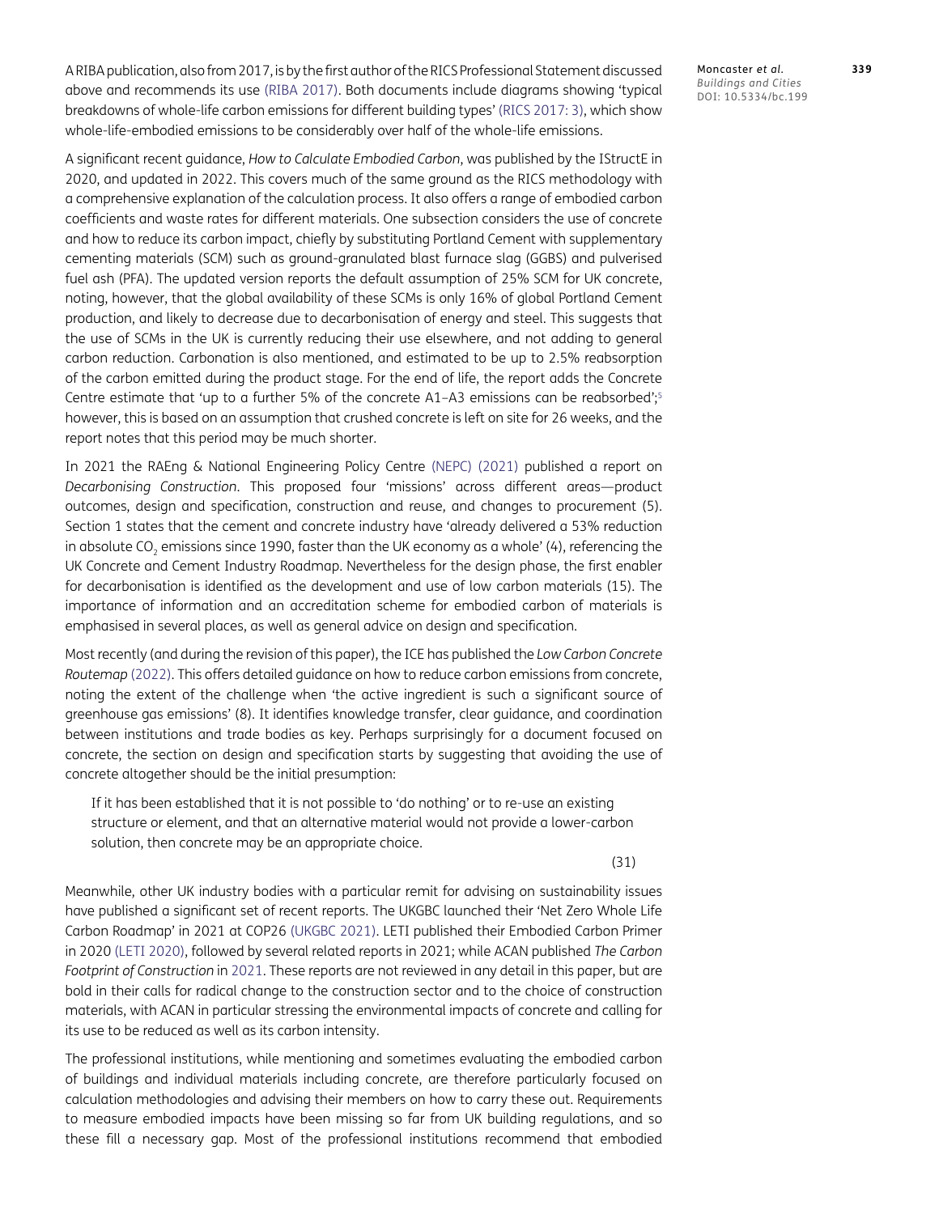A RIBA publication, also from 2017, is by the first author of the RICS Professional Statement discussed above and recommends its use (RIBA 2017). Both documents include diagrams showing 'typical breakdowns of whole-life carbon emissions for different building types' (RICS 2017: 3), which show whole-life-embodied emissions to be considerably over half of the whole-life emissions.

A significant recent guidance, *How to Calculate Embodied Carbon*, was published by the IStructE in 2020, and updated in 2022. This covers much of the same ground as the RICS methodology with a comprehensive explanation of the calculation process. It also offers a range of embodied carbon coefficients and waste rates for different materials. One subsection considers the use of concrete and how to reduce its carbon impact, chiefly by substituting Portland Cement with supplementary cementing materials (SCM) such as ground-granulated blast furnace slag (GGBS) and pulverised fuel ash (PFA). The updated version reports the default assumption of 25% SCM for UK concrete, noting, however, that the global availability of these SCMs is only 16% of global Portland Cement production, and likely to decrease due to decarbonisation of energy and steel. This suggests that the use of SCMs in the UK is currently reducing their use elsewhere, and not adding to general carbon reduction. Carbonation is also mentioned, and estimated to be up to 2.5% reabsorption of the carbon emitted during the product stage. For the end of life, the report adds the Concrete Centre estimate that 'up to a further 5% of the concrete A1–A3 emissions can be reabsorbed';[5] however, this is based on an assumption that crushed concrete is left on site for 26 weeks, and the report notes that this period may be much shorter.

In 2021 the RAEng & National Engineering Policy Centre (NEPC) (2021) published a report on *Decarbonising Construction*. This proposed four 'missions' across different areas—product outcomes, design and specification, construction and reuse, and changes to procurement (5). Section 1 states that the cement and concrete industry have 'already delivered a 53% reduction in absolute $CO_2$ emissions since 1990, faster than the UK economy as a whole' (4), referencing the UK Concrete and Cement Industry Roadmap. Nevertheless for the design phase, the first enabler for decarbonisation is identified as the development and use of low carbon materials (15). The importance of information and an accreditation scheme for embodied carbon of materials is emphasised in several places, as well as general advice on design and specification.

Most recently (and during the revision of this paper), the ICE has published the *Low Carbon Concrete Routemap* (2022). This offers detailed guidance on how to reduce carbon emissions from concrete, noting the extent of the challenge when 'the active ingredient is such a significant source of greenhouse gas emissions' (8). It identifies knowledge transfer, clear guidance, and coordination between institutions and trade bodies as key. Perhaps surprisingly for a document focused on concrete, the section on design and specification starts by suggesting that avoiding the use of concrete altogether should be the initial presumption:

> If it has been established that it is not possible to 'do nothing' or to re-use an existing structure or element, and that an alternative material would not provide a lower-carbon solution, then concrete may be an appropriate choice.
>
> (31)

Meanwhile, other UK industry bodies with a particular remit for advising on sustainability issues have published a significant set of recent reports. The UKGBC launched their 'Net Zero Whole Life Carbon Roadmap' in 2021 at COP26 (UKGBC 2021). LETI published their Embodied Carbon Primer in 2020 (LETI 2020), followed by several related reports in 2021; while ACAN published *The Carbon Footprint of Construction* in 2021. These reports are not reviewed in any detail in this paper, but are bold in their calls for radical change to the construction sector and to the choice of construction materials, with ACAN in particular stressing the environmental impacts of concrete and calling for its use to be reduced as well as its carbon intensity.

The professional institutions, while mentioning and sometimes evaluating the embodied carbon of buildings and individual materials including concrete, are therefore particularly focused on calculation methodologies and advising their members on how to carry these out. Requirements to measure embodied impacts have been missing so far from UK building regulations, and so these fill a necessary gap. Most of the professional institutions recommend that embodied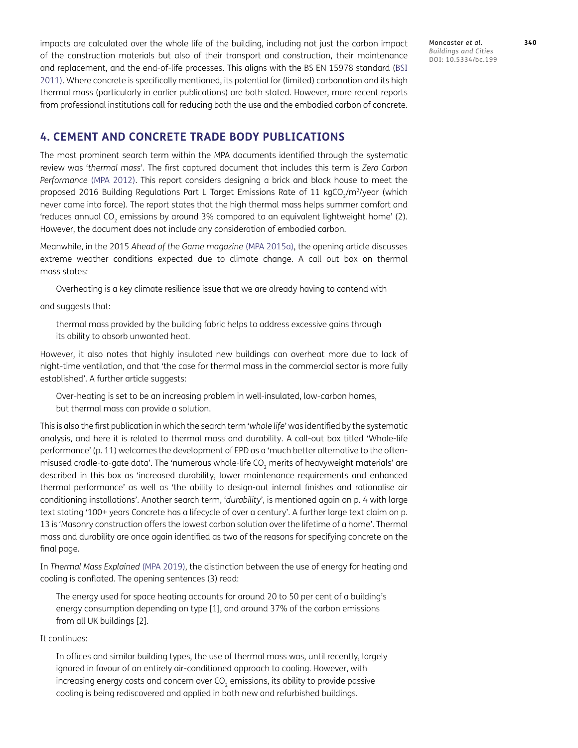impacts are calculated over the whole life of the building, including not just the carbon impact of the construction materials but also of their transport and construction, their maintenance and replacement, and the end-of-life processes. This aligns with the BS EN 15978 standard (BSI 2011). Where concrete is specifically mentioned, its potential for (limited) carbonation and its high thermal mass (particularly in earlier publications) are both stated. However, more recent reports from professional institutions call for reducing both the use and the embodied carbon of concrete.

## 4. CEMENT AND CONCRETE TRADE BODY PUBLICATIONS

The most prominent search term within the MPA documents identified through the systematic review was '*thermal mass*'. The first captured document that includes this term is *Zero Carbon Performance* (MPA 2012). This report considers designing a brick and block house to meet the proposed 2016 Building Regulations Part L Target Emissions Rate of 11 $kgCO_2/m^2$/year (which never came into force). The report states that the high thermal mass helps summer comfort and 'reduces annual $CO_2$ emissions by around 3% compared to an equivalent lightweight home' (2). However, the document does not include any consideration of embodied carbon.

Meanwhile, in the 2015 *Ahead of the Game magazine* (MPA 2015a), the opening article discusses extreme weather conditions expected due to climate change. A call out box on thermal mass states:

> Overheating is a key climate resilience issue that we are already having to contend with

and suggests that:

> thermal mass provided by the building fabric helps to address excessive gains through its ability to absorb unwanted heat.

However, it also notes that highly insulated new buildings can overheat more due to lack of night-time ventilation, and that 'the case for thermal mass in the commercial sector is more fully established'. A further article suggests:

> Over-heating is set to be an increasing problem in well-insulated, low-carbon homes, but thermal mass can provide a solution.

This is also the first publication in which the search term '*whole life*' was identified by the systematic analysis, and here it is related to thermal mass and durability. A call-out box titled 'Whole-life performance' (p. 11) welcomes the development of EPD as a 'much better alternative to the often-misused cradle-to-gate data'. The 'numerous whole-life $CO_2$ merits of heavyweight materials' are described in this box as 'increased durability, lower maintenance requirements and enhanced thermal performance' as well as 'the ability to design-out internal finishes and rationalise air conditioning installations'. Another search term, '*durability*', is mentioned again on p. 4 with large text stating '100+ years Concrete has a lifecycle of over a century'. A further large text claim on p. 13 is 'Masonry construction offers the lowest carbon solution over the lifetime of a home'. Thermal mass and durability are once again identified as two of the reasons for specifying concrete on the final page.

In *Thermal Mass Explained* (MPA 2019), the distinction between the use of energy for heating and cooling is conflated. The opening sentences (3) read:

> The energy used for space heating accounts for around 20 to 50 per cent of a building's energy consumption depending on type [1], and around 37% of the carbon emissions from all UK buildings [2].

It continues:

> In offices and similar building types, the use of thermal mass was, until recently, largely ignored in favour of an entirely air-conditioned approach to cooling. However, with increasing energy costs and concern over $CO_2$ emissions, its ability to provide passive cooling is being rediscovered and applied in both new and refurbished buildings.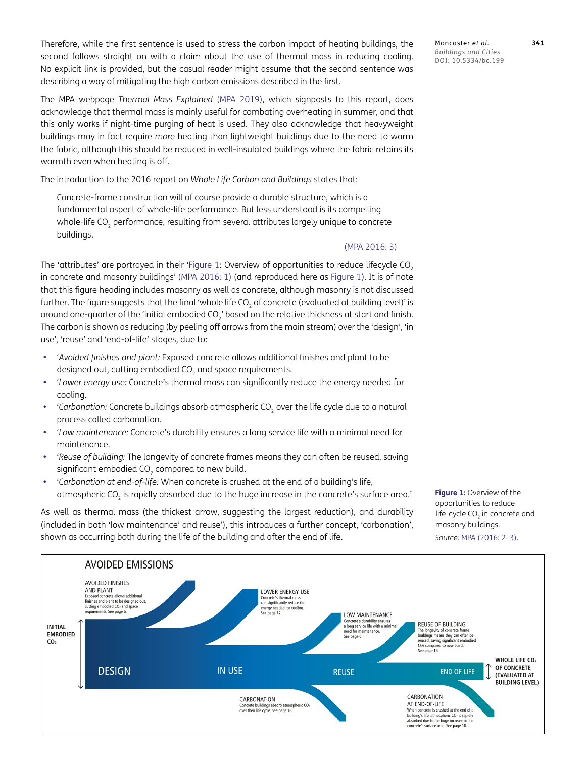Therefore, while the first sentence is used to stress the carbon impact of heating buildings, the second follows straight on with a claim about the use of thermal mass in reducing cooling. No explicit link is provided, but the casual reader might assume that the second sentence was describing a way of mitigating the high carbon emissions described in the first.

The MPA webpage *Thermal Mass Explained* (MPA 2019), which signposts to this report, does acknowledge that thermal mass is mainly useful for combating overheating in summer, and that this only works if night-time purging of heat is used. They also acknowledge that heavyweight buildings may in fact require *more* heating than lightweight buildings due to the need to warm the fabric, although this should be reduced in well-insulated buildings where the fabric retains its warmth even when heating is off.

The introduction to the 2016 report on *Whole Life Carbon and Buildings* states that:

> Concrete-frame construction will of course provide a durable structure, which is a fundamental aspect of whole-life performance. But less understood is its compelling whole-life $CO_2$ performance, resulting from several attributes largely unique to concrete buildings.
>
> (MPA 2016: 3)

The 'attributes' are portrayed in their 'Figure 1: Overview of opportunities to reduce lifecycle $CO_2$ in concrete and masonry buildings' (MPA 2016: 1) (and reproduced here as Figure 1). It is of note that this figure heading includes masonry as well as concrete, although masonry is not discussed further. The figure suggests that the final 'whole life $CO_2$ of concrete (evaluated at building level)' is around one-quarter of the 'initial embodied $CO_2$' based on the relative thickness at start and finish. The carbon is shown as reducing (by peeling off arrows from the main stream) over the 'design', 'in use', 'reuse' and 'end-of-life' stages, due to:

- '*Avoided finishes and plant:* Exposed concrete allows additional finishes and plant to be designed out, cutting embodied $CO_2$ and space requirements.
- '*Lower energy use:* Concrete's thermal mass can significantly reduce the energy needed for cooling.
- '*Carbonation:* Concrete buildings absorb atmospheric $CO_2$ over the life cycle due to a natural process called carbonation.
- '*Low maintenance:* Concrete's durability ensures a long service life with a minimal need for maintenance.
- '*Reuse of building:* The longevity of concrete frames means they can often be reused, saving significant embodied $CO_2$ compared to new build.
- '*Carbonation at end-of-life:* When concrete is crushed at the end of a building's life, atmospheric $CO_2$ is rapidly absorbed due to the huge increase in the concrete's surface area.'

As well as thermal mass (the thickest arrow, suggesting the largest reduction), and durability (included in both 'low maintenance' and reuse'), this introduces a further concept, 'carbonation', shown as occurring both during the life of the building and after the end of life.

**Figure 1:** Overview of the opportunities to reduce life-cycle $CO_2$ in concrete and masonry buildings.
*Source:* MPA (2016: 2–3).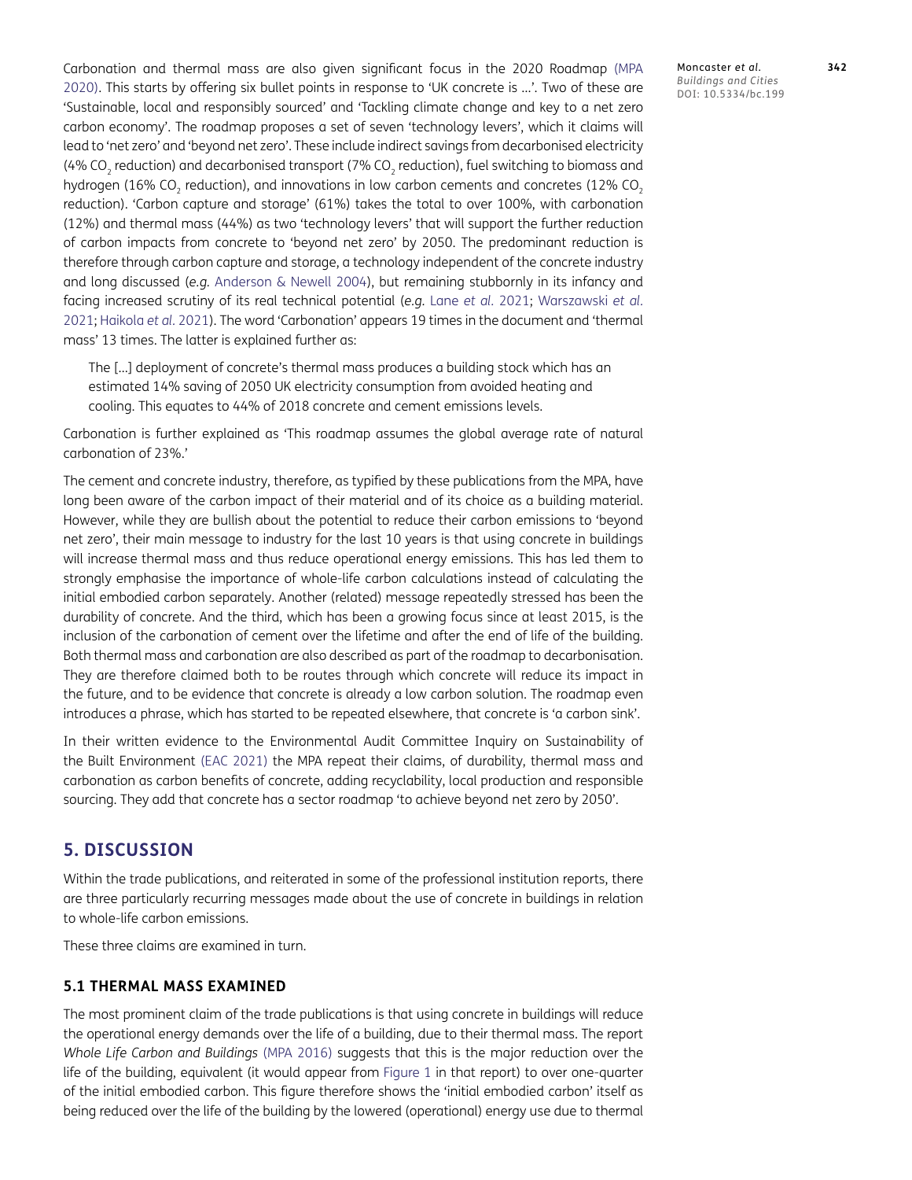Carbonation and thermal mass are also given significant focus in the 2020 Roadmap (MPA 2020). This starts by offering six bullet points in response to 'UK concrete is …'. Two of these are 'Sustainable, local and responsibly sourced' and 'Tackling climate change and key to a net zero carbon economy'. The roadmap proposes a set of seven 'technology levers', which it claims will lead to 'net zero' and 'beyond net zero'. These include indirect savings from decarbonised electricity (4% $CO_2$ reduction) and decarbonised transport (7% $CO_2$ reduction), fuel switching to biomass and hydrogen (16% $CO_2$ reduction), and innovations in low carbon cements and concretes (12% $CO_2$ reduction). 'Carbon capture and storage' (61%) takes the total to over 100%, with carbonation (12%) and thermal mass (44%) as two 'technology levers' that will support the further reduction of carbon impacts from concrete to 'beyond net zero' by 2050. The predominant reduction is therefore through carbon capture and storage, a technology independent of the concrete industry and long discussed (*e.g.* Anderson & Newell 2004), but remaining stubbornly in its infancy and facing increased scrutiny of its real technical potential (*e.g.* Lane *et al.* 2021; Warszawski *et al.* 2021; Haikola *et al.* 2021). The word 'Carbonation' appears 19 times in the document and 'thermal mass' 13 times. The latter is explained further as:

> The […] deployment of concrete's thermal mass produces a building stock which has an estimated 14% saving of 2050 UK electricity consumption from avoided heating and cooling. This equates to 44% of 2018 concrete and cement emissions levels.

Carbonation is further explained as 'This roadmap assumes the global average rate of natural carbonation of 23%.'

The cement and concrete industry, therefore, as typified by these publications from the MPA, have long been aware of the carbon impact of their material and of its choice as a building material. However, while they are bullish about the potential to reduce their carbon emissions to 'beyond net zero', their main message to industry for the last 10 years is that using concrete in buildings will increase thermal mass and thus reduce operational energy emissions. This has led them to strongly emphasise the importance of whole-life carbon calculations instead of calculating the initial embodied carbon separately. Another (related) message repeatedly stressed has been the durability of concrete. And the third, which has been a growing focus since at least 2015, is the inclusion of the carbonation of cement over the lifetime and after the end of life of the building. Both thermal mass and carbonation are also described as part of the roadmap to decarbonisation. They are therefore claimed both to be routes through which concrete will reduce its impact in the future, and to be evidence that concrete is already a low carbon solution. The roadmap even introduces a phrase, which has started to be repeated elsewhere, that concrete is 'a carbon sink'.

In their written evidence to the Environmental Audit Committee Inquiry on Sustainability of the Built Environment (EAC 2021) the MPA repeat their claims, of durability, thermal mass and carbonation as carbon benefits of concrete, adding recyclability, local production and responsible sourcing. They add that concrete has a sector roadmap 'to achieve beyond net zero by 2050'.

## 5. DISCUSSION

Within the trade publications, and reiterated in some of the professional institution reports, there are three particularly recurring messages made about the use of concrete in buildings in relation to whole-life carbon emissions.

These three claims are examined in turn.

### 5.1 THERMAL MASS EXAMINED

The most prominent claim of the trade publications is that using concrete in buildings will reduce the operational energy demands over the life of a building, due to their thermal mass. The report *Whole Life Carbon and Buildings* (MPA 2016) suggests that this is the major reduction over the life of the building, equivalent (it would appear from Figure 1 in that report) to over one-quarter of the initial embodied carbon. This figure therefore shows the 'initial embodied carbon' itself as being reduced over the life of the building by the lowered (operational) energy use due to thermal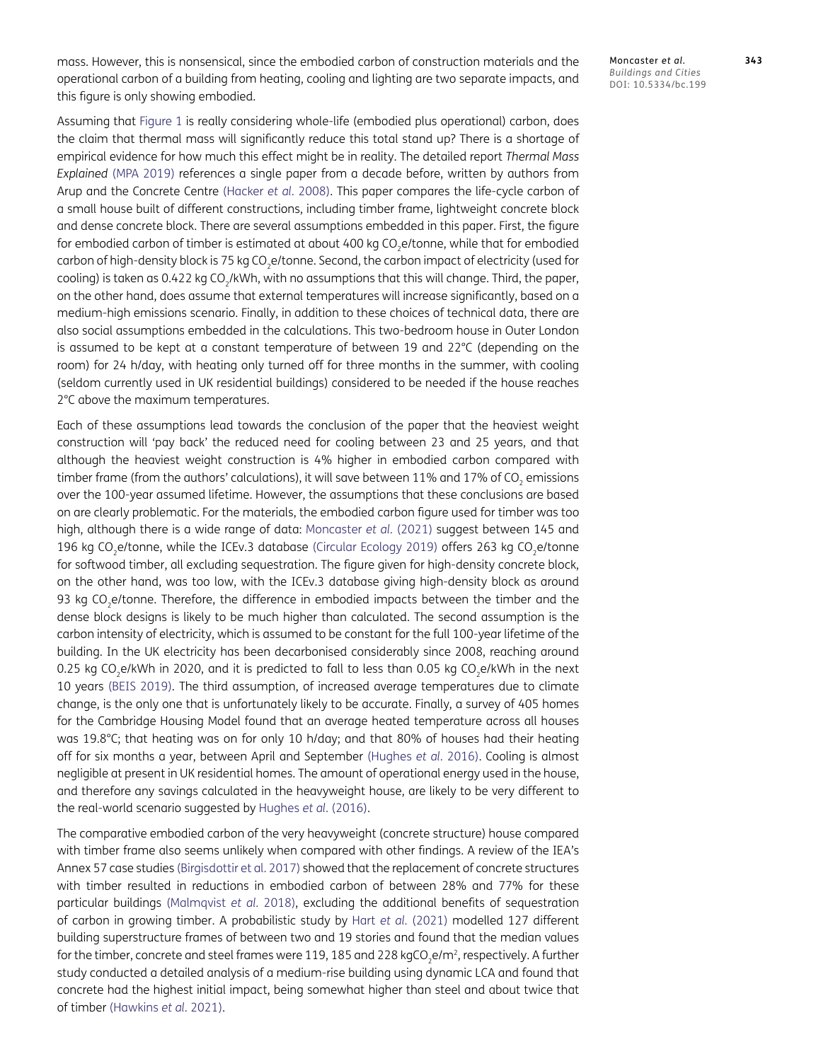mass. However, this is nonsensical, since the embodied carbon of construction materials and the operational carbon of a building from heating, cooling and lighting are two separate impacts, and this figure is only showing embodied.

Assuming that Figure 1 is really considering whole-life (embodied plus operational) carbon, does the claim that thermal mass will significantly reduce this total stand up? There is a shortage of empirical evidence for how much this effect might be in reality. The detailed report *Thermal Mass Explained* (MPA 2019) references a single paper from a decade before, written by authors from Arup and the Concrete Centre (Hacker *et al.* 2008). This paper compares the life-cycle carbon of a small house built of different constructions, including timber frame, lightweight concrete block and dense concrete block. There are several assumptions embedded in this paper. First, the figure for embodied carbon of timber is estimated at about 400 kg $CO_2$e/tonne, while that for embodied carbon of high-density block is 75 kg $CO_2$e/tonne. Second, the carbon impact of electricity (used for cooling) is taken as 0.422 kg $CO_2$/kWh, with no assumptions that this will change. Third, the paper, on the other hand, does assume that external temperatures will increase significantly, based on a medium-high emissions scenario. Finally, in addition to these choices of technical data, there are also social assumptions embedded in the calculations. This two-bedroom house in Outer London is assumed to be kept at a constant temperature of between 19 and 22°C (depending on the room) for 24 h/day, with heating only turned off for three months in the summer, with cooling (seldom currently used in UK residential buildings) considered to be needed if the house reaches 2°C above the maximum temperatures.

Each of these assumptions lead towards the conclusion of the paper that the heaviest weight construction will 'pay back' the reduced need for cooling between 23 and 25 years, and that although the heaviest weight construction is 4% higher in embodied carbon compared with timber frame (from the authors' calculations), it will save between 11% and 17% of $CO_2$ emissions over the 100-year assumed lifetime. However, the assumptions that these conclusions are based on are clearly problematic. For the materials, the embodied carbon figure used for timber was too high, although there is a wide range of data: Moncaster *et al.* (2021) suggest between 145 and 196 kg $CO_2$e/tonne, while the ICEv.3 database (Circular Ecology 2019) offers 263 kg $CO_2$e/tonne for softwood timber, all excluding sequestration. The figure given for high-density concrete block, on the other hand, was too low, with the ICEv.3 database giving high-density block as around 93 kg $CO_2$e/tonne. Therefore, the difference in embodied impacts between the timber and the dense block designs is likely to be much higher than calculated. The second assumption is the carbon intensity of electricity, which is assumed to be constant for the full 100-year lifetime of the building. In the UK electricity has been decarbonised considerably since 2008, reaching around 0.25 kg $CO_2$e/kWh in 2020, and it is predicted to fall to less than 0.05 kg $CO_2$e/kWh in the next 10 years (BEIS 2019). The third assumption, of increased average temperatures due to climate change, is the only one that is unfortunately likely to be accurate. Finally, a survey of 405 homes for the Cambridge Housing Model found that an average heated temperature across all houses was 19.8°C; that heating was on for only 10 h/day; and that 80% of houses had their heating off for six months a year, between April and September (Hughes *et al.* 2016). Cooling is almost negligible at present in UK residential homes. The amount of operational energy used in the house, and therefore any savings calculated in the heavyweight house, are likely to be very different to the real-world scenario suggested by Hughes *et al.* (2016).

The comparative embodied carbon of the very heavyweight (concrete structure) house compared with timber frame also seems unlikely when compared with other findings. A review of the IEA's Annex 57 case studies (Birgisdottir et al. 2017) showed that the replacement of concrete structures with timber resulted in reductions in embodied carbon of between 28% and 77% for these particular buildings (Malmqvist *et al.* 2018), excluding the additional benefits of sequestration of carbon in growing timber. A probabilistic study by Hart *et al.* (2021) modelled 127 different building superstructure frames of between two and 19 stories and found that the median values for the timber, concrete and steel frames were 119, 185 and 228 kg$CO_2$e/m$^2$, respectively. A further study conducted a detailed analysis of a medium-rise building using dynamic LCA and found that concrete had the highest initial impact, being somewhat higher than steel and about twice that of timber (Hawkins *et al.* 2021).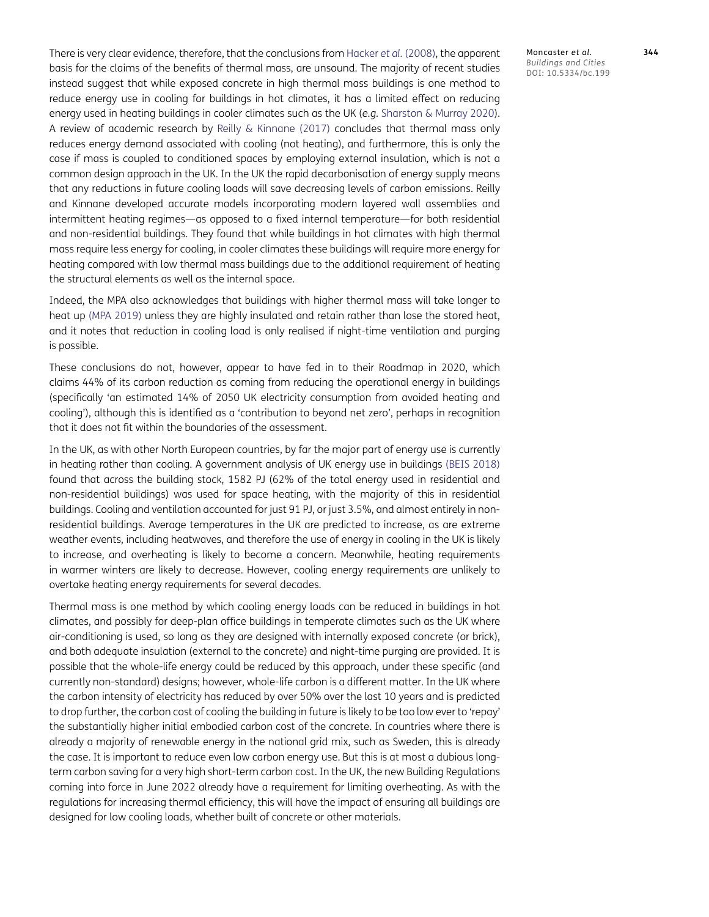There is very clear evidence, therefore, that the conclusions from Hacker *et al.* (2008), the apparent basis for the claims of the benefits of thermal mass, are unsound. The majority of recent studies instead suggest that while exposed concrete in high thermal mass buildings is one method to reduce energy use in cooling for buildings in hot climates, it has a limited effect on reducing energy used in heating buildings in cooler climates such as the UK (*e.g.* Sharston & Murray 2020). A review of academic research by Reilly & Kinnane (2017) concludes that thermal mass only reduces energy demand associated with cooling (not heating), and furthermore, this is only the case if mass is coupled to conditioned spaces by employing external insulation, which is not a common design approach in the UK. In the UK the rapid decarbonisation of energy supply means that any reductions in future cooling loads will save decreasing levels of carbon emissions. Reilly and Kinnane developed accurate models incorporating modern layered wall assemblies and intermittent heating regimes—as opposed to a fixed internal temperature—for both residential and non-residential buildings. They found that while buildings in hot climates with high thermal mass require less energy for cooling, in cooler climates these buildings will require more energy for heating compared with low thermal mass buildings due to the additional requirement of heating the structural elements as well as the internal space.

Indeed, the MPA also acknowledges that buildings with higher thermal mass will take longer to heat up (MPA 2019) unless they are highly insulated and retain rather than lose the stored heat, and it notes that reduction in cooling load is only realised if night-time ventilation and purging is possible.

These conclusions do not, however, appear to have fed in to their Roadmap in 2020, which claims 44% of its carbon reduction as coming from reducing the operational energy in buildings (specifically 'an estimated 14% of 2050 UK electricity consumption from avoided heating and cooling'), although this is identified as a 'contribution to beyond net zero', perhaps in recognition that it does not fit within the boundaries of the assessment.

In the UK, as with other North European countries, by far the major part of energy use is currently in heating rather than cooling. A government analysis of UK energy use in buildings (BEIS 2018) found that across the building stock, 1582 PJ (62% of the total energy used in residential and non-residential buildings) was used for space heating, with the majority of this in residential buildings. Cooling and ventilation accounted for just 91 PJ, or just 3.5%, and almost entirely in non-residential buildings. Average temperatures in the UK are predicted to increase, as are extreme weather events, including heatwaves, and therefore the use of energy in cooling in the UK is likely to increase, and overheating is likely to become a concern. Meanwhile, heating requirements in warmer winters are likely to decrease. However, cooling energy requirements are unlikely to overtake heating energy requirements for several decades.

Thermal mass is one method by which cooling energy loads can be reduced in buildings in hot climates, and possibly for deep-plan office buildings in temperate climates such as the UK where air-conditioning is used, so long as they are designed with internally exposed concrete (or brick), and both adequate insulation (external to the concrete) and night-time purging are provided. It is possible that the whole-life energy could be reduced by this approach, under these specific (and currently non-standard) designs; however, whole-life carbon is a different matter. In the UK where the carbon intensity of electricity has reduced by over 50% over the last 10 years and is predicted to drop further, the carbon cost of cooling the building in future is likely to be too low ever to 'repay' the substantially higher initial embodied carbon cost of the concrete. In countries where there is already a majority of renewable energy in the national grid mix, such as Sweden, this is already the case. It is important to reduce even low carbon energy use. But this is at most a dubious long-term carbon saving for a very high short-term carbon cost. In the UK, the new Building Regulations coming into force in June 2022 already have a requirement for limiting overheating. As with the regulations for increasing thermal efficiency, this will have the impact of ensuring all buildings are designed for low cooling loads, whether built of concrete or other materials.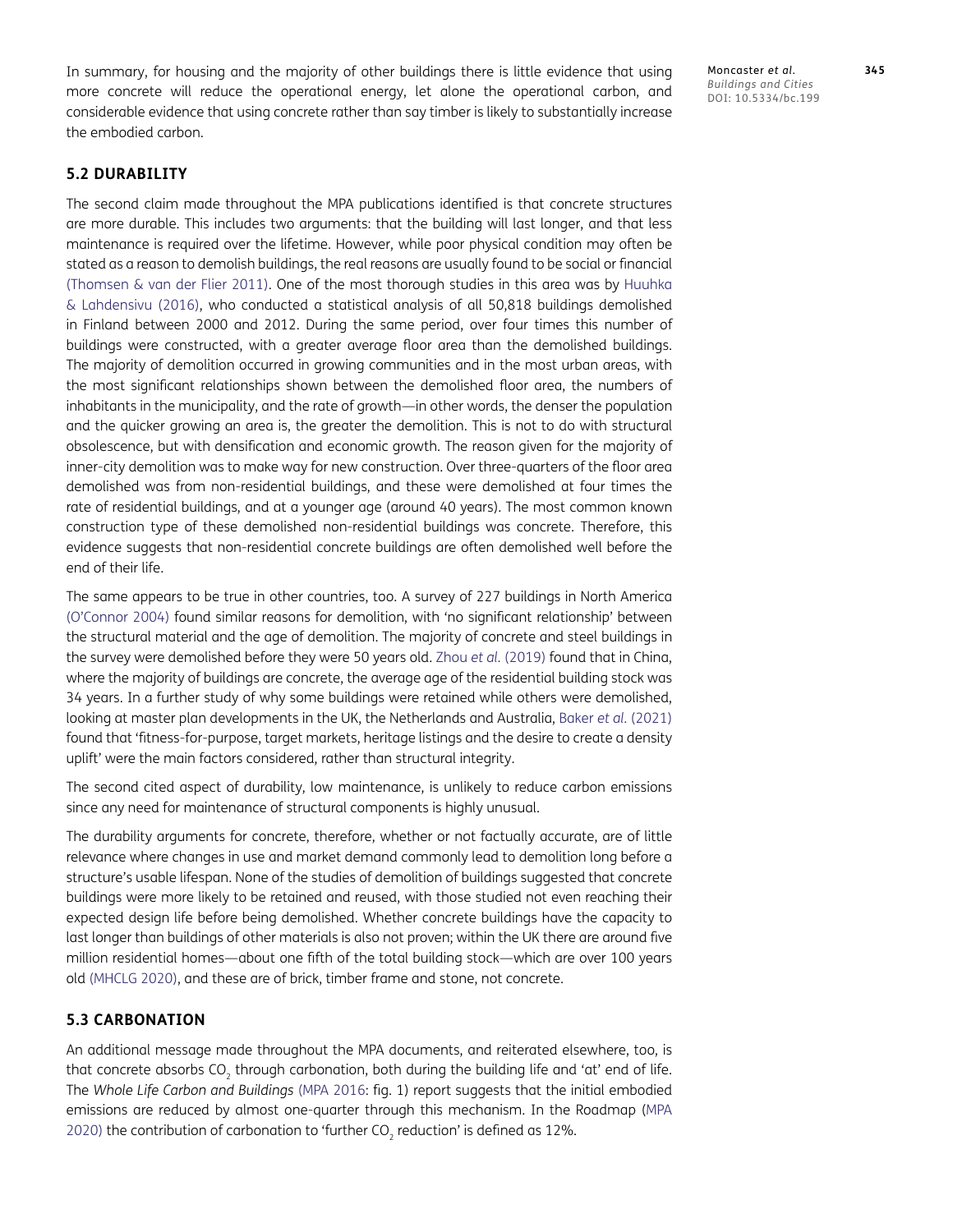In summary, for housing and the majority of other buildings there is little evidence that using more concrete will reduce the operational energy, let alone the operational carbon, and considerable evidence that using concrete rather than say timber is likely to substantially increase the embodied carbon.

### 5.2 DURABILITY

The second claim made throughout the MPA publications identified is that concrete structures are more durable. This includes two arguments: that the building will last longer, and that less maintenance is required over the lifetime. However, while poor physical condition may often be stated as a reason to demolish buildings, the real reasons are usually found to be social or financial (Thomsen & van der Flier 2011). One of the most thorough studies in this area was by Huuhka & Lahdensivu (2016), who conducted a statistical analysis of all 50,818 buildings demolished in Finland between 2000 and 2012. During the same period, over four times this number of buildings were constructed, with a greater average floor area than the demolished buildings. The majority of demolition occurred in growing communities and in the most urban areas, with the most significant relationships shown between the demolished floor area, the numbers of inhabitants in the municipality, and the rate of growth—in other words, the denser the population and the quicker growing an area is, the greater the demolition. This is not to do with structural obsolescence, but with densification and economic growth. The reason given for the majority of inner-city demolition was to make way for new construction. Over three-quarters of the floor area demolished was from non-residential buildings, and these were demolished at four times the rate of residential buildings, and at a younger age (around 40 years). The most common known construction type of these demolished non-residential buildings was concrete. Therefore, this evidence suggests that non-residential concrete buildings are often demolished well before the end of their life.

The same appears to be true in other countries, too. A survey of 227 buildings in North America (O'Connor 2004) found similar reasons for demolition, with 'no significant relationship' between the structural material and the age of demolition. The majority of concrete and steel buildings in the survey were demolished before they were 50 years old. Zhou *et al.* (2019) found that in China, where the majority of buildings are concrete, the average age of the residential building stock was 34 years. In a further study of why some buildings were retained while others were demolished, looking at master plan developments in the UK, the Netherlands and Australia, Baker *et al.* (2021) found that 'fitness-for-purpose, target markets, heritage listings and the desire to create a density uplift' were the main factors considered, rather than structural integrity.

The second cited aspect of durability, low maintenance, is unlikely to reduce carbon emissions since any need for maintenance of structural components is highly unusual.

The durability arguments for concrete, therefore, whether or not factually accurate, are of little relevance where changes in use and market demand commonly lead to demolition long before a structure's usable lifespan. None of the studies of demolition of buildings suggested that concrete buildings were more likely to be retained and reused, with those studied not even reaching their expected design life before being demolished. Whether concrete buildings have the capacity to last longer than buildings of other materials is also not proven; within the UK there are around five million residential homes—about one fifth of the total building stock—which are over 100 years old (MHCLG 2020), and these are of brick, timber frame and stone, not concrete.

### 5.3 CARBONATION

An additional message made throughout the MPA documents, and reiterated elsewhere, too, is that concrete absorbs $CO_2$ through carbonation, both during the building life and 'at' end of life. The *Whole Life Carbon and Buildings* (MPA 2016: fig. 1) report suggests that the initial embodied emissions are reduced by almost one-quarter through this mechanism. In the Roadmap (MPA 2020) the contribution of carbonation to 'further $CO_2$ reduction' is defined as 12%.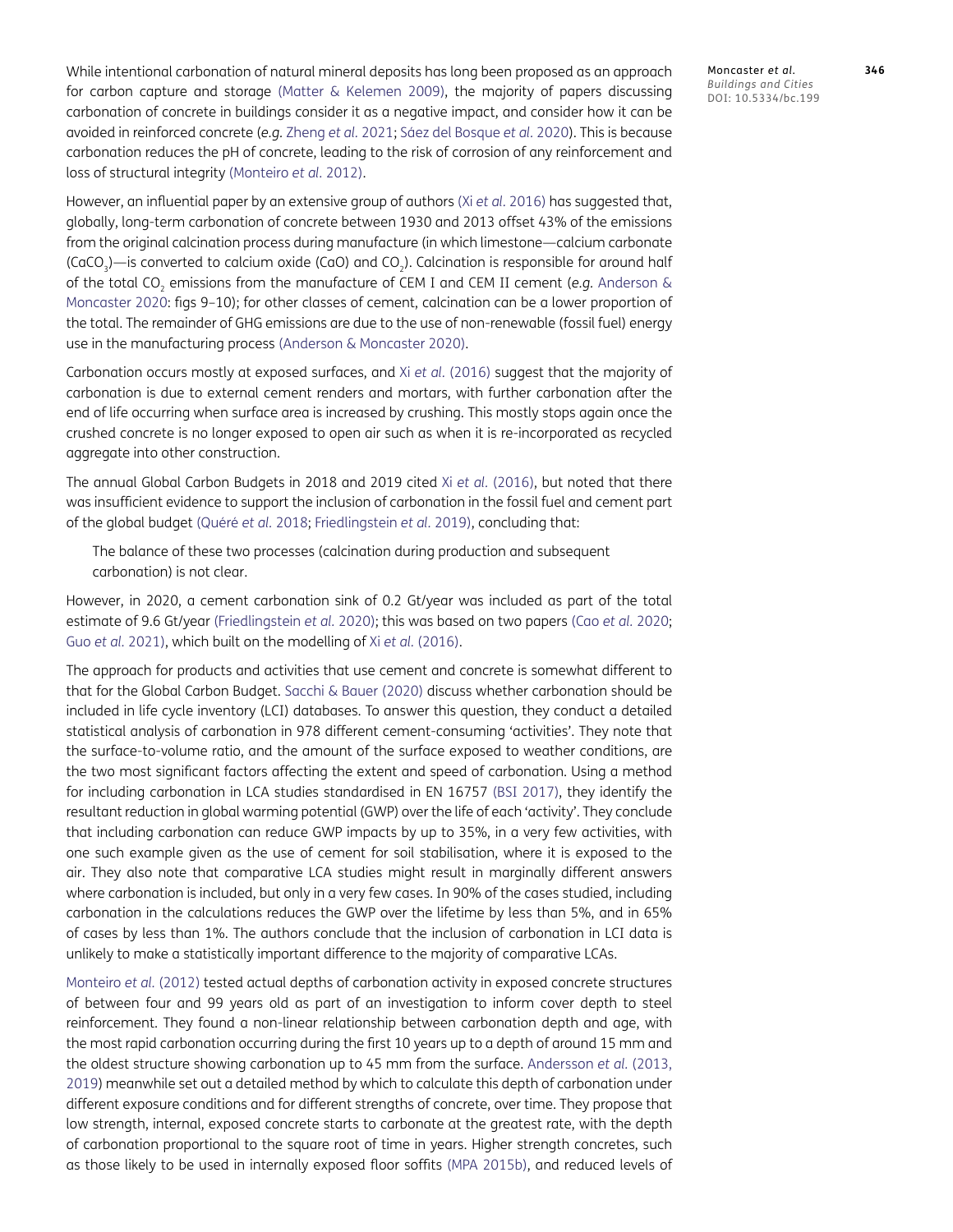While intentional carbonation of natural mineral deposits has long been proposed as an approach for carbon capture and storage (Matter & Kelemen 2009), the majority of papers discussing carbonation of concrete in buildings consider it as a negative impact, and consider how it can be avoided in reinforced concrete (*e.g.* Zheng *et al.* 2021; Sáez del Bosque *et al.* 2020). This is because carbonation reduces the pH of concrete, leading to the risk of corrosion of any reinforcement and loss of structural integrity (Monteiro *et al.* 2012).

However, an influential paper by an extensive group of authors (Xi *et al.* 2016) has suggested that, globally, long-term carbonation of concrete between 1930 and 2013 offset 43% of the emissions from the original calcination process during manufacture (in which limestone—calcium carbonate ($CaCO_3$)—is converted to calcium oxide (CaO) and $CO_2$). Calcination is responsible for around half of the total $CO_2$ emissions from the manufacture of CEM I and CEM II cement (*e.g.* Anderson & Moncaster 2020: figs 9–10); for other classes of cement, calcination can be a lower proportion of the total. The remainder of GHG emissions are due to the use of non-renewable (fossil fuel) energy use in the manufacturing process (Anderson & Moncaster 2020).

Carbonation occurs mostly at exposed surfaces, and Xi *et al.* (2016) suggest that the majority of carbonation is due to external cement renders and mortars, with further carbonation after the end of life occurring when surface area is increased by crushing. This mostly stops again once the crushed concrete is no longer exposed to open air such as when it is re-incorporated as recycled aggregate into other construction.

The annual Global Carbon Budgets in 2018 and 2019 cited Xi *et al.* (2016), but noted that there was insufficient evidence to support the inclusion of carbonation in the fossil fuel and cement part of the global budget (Quéré *et al.* 2018; Friedlingstein *et al.* 2019), concluding that:

> The balance of these two processes (calcination during production and subsequent carbonation) is not clear.

However, in 2020, a cement carbonation sink of 0.2 Gt/year was included as part of the total estimate of 9.6 Gt/year (Friedlingstein *et al.* 2020); this was based on two papers (Cao *et al.* 2020; Guo *et al.* 2021), which built on the modelling of Xi *et al.* (2016).

The approach for products and activities that use cement and concrete is somewhat different to that for the Global Carbon Budget. Sacchi & Bauer (2020) discuss whether carbonation should be included in life cycle inventory (LCI) databases. To answer this question, they conduct a detailed statistical analysis of carbonation in 978 different cement-consuming 'activities'. They note that the surface-to-volume ratio, and the amount of the surface exposed to weather conditions, are the two most significant factors affecting the extent and speed of carbonation. Using a method for including carbonation in LCA studies standardised in EN 16757 (BSI 2017), they identify the resultant reduction in global warming potential (GWP) over the life of each 'activity'. They conclude that including carbonation can reduce GWP impacts by up to 35%, in a very few activities, with one such example given as the use of cement for soil stabilisation, where it is exposed to the air. They also note that comparative LCA studies might result in marginally different answers where carbonation is included, but only in a very few cases. In 90% of the cases studied, including carbonation in the calculations reduces the GWP over the lifetime by less than 5%, and in 65% of cases by less than 1%. The authors conclude that the inclusion of carbonation in LCI data is unlikely to make a statistically important difference to the majority of comparative LCAs.

Monteiro *et al.* (2012) tested actual depths of carbonation activity in exposed concrete structures of between four and 99 years old as part of an investigation to inform cover depth to steel reinforcement. They found a non-linear relationship between carbonation depth and age, with the most rapid carbonation occurring during the first 10 years up to a depth of around 15 mm and the oldest structure showing carbonation up to 45 mm from the surface. Andersson *et al.* (2013, 2019) meanwhile set out a detailed method by which to calculate this depth of carbonation under different exposure conditions and for different strengths of concrete, over time. They propose that low strength, internal, exposed concrete starts to carbonate at the greatest rate, with the depth of carbonation proportional to the square root of time in years. Higher strength concretes, such as those likely to be used in internally exposed floor soffits (MPA 2015b), and reduced levels of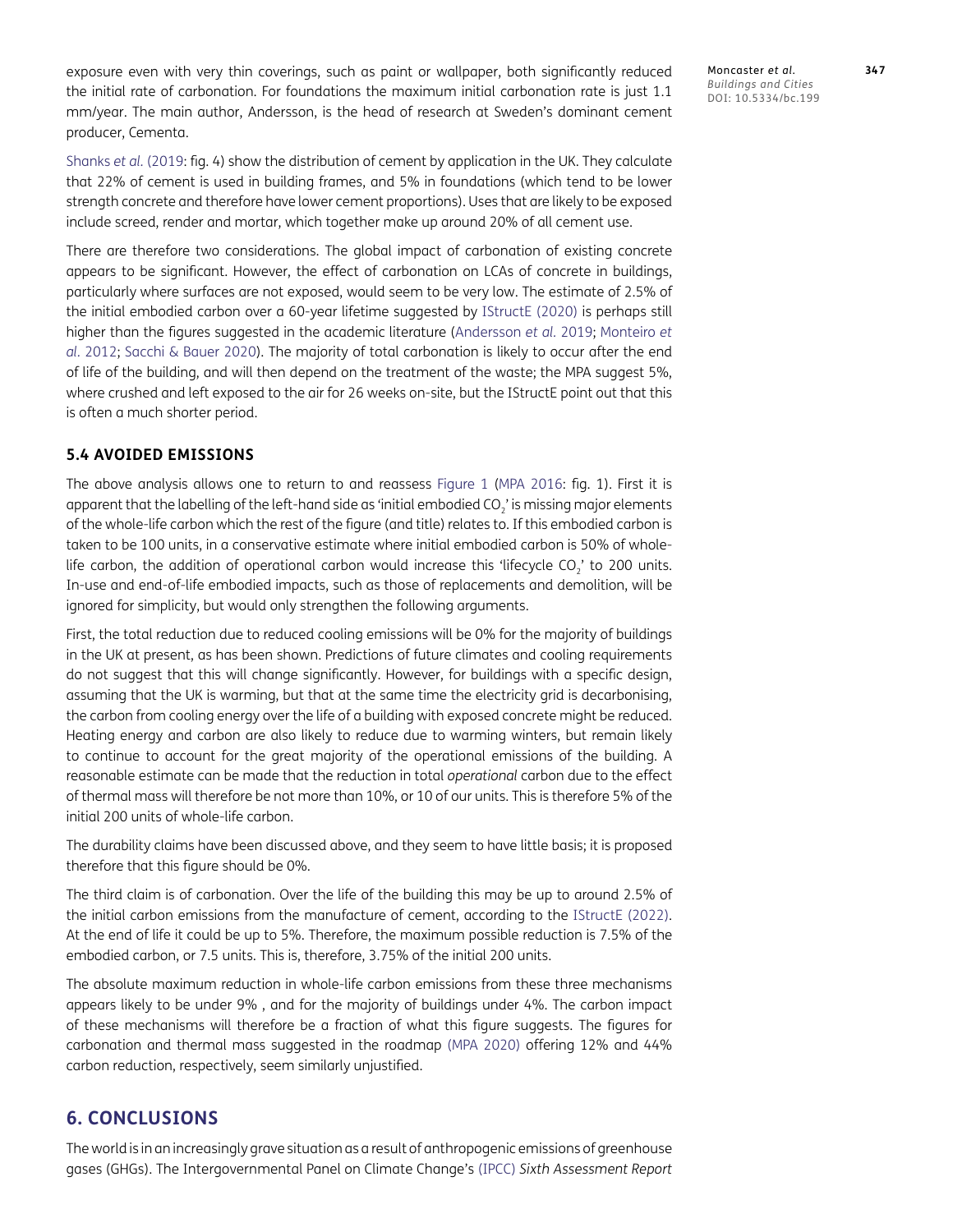exposure even with very thin coverings, such as paint or wallpaper, both significantly reduced the initial rate of carbonation. For foundations the maximum initial carbonation rate is just 1.1 mm/year. The main author, Andersson, is the head of research at Sweden's dominant cement producer, Cementa.

Shanks *et al.* (2019: fig. 4) show the distribution of cement by application in the UK. They calculate that 22% of cement is used in building frames, and 5% in foundations (which tend to be lower strength concrete and therefore have lower cement proportions). Uses that are likely to be exposed include screed, render and mortar, which together make up around 20% of all cement use.

There are therefore two considerations. The global impact of carbonation of existing concrete appears to be significant. However, the effect of carbonation on LCAs of concrete in buildings, particularly where surfaces are not exposed, would seem to be very low. The estimate of 2.5% of the initial embodied carbon over a 60-year lifetime suggested by IStructE (2020) is perhaps still higher than the figures suggested in the academic literature (Andersson *et al.* 2019; Monteiro *et al.* 2012; Sacchi & Bauer 2020). The majority of total carbonation is likely to occur after the end of life of the building, and will then depend on the treatment of the waste; the MPA suggest 5%, where crushed and left exposed to the air for 26 weeks on-site, but the IStructE point out that this is often a much shorter period.

### 5.4 AVOIDED EMISSIONS

The above analysis allows one to return to and reassess Figure 1 (MPA 2016: fig. 1). First it is apparent that the labelling of the left-hand side as 'initial embodied $CO_2$' is missing major elements of the whole-life carbon which the rest of the figure (and title) relates to. If this embodied carbon is taken to be 100 units, in a conservative estimate where initial embodied carbon is 50% of whole-life carbon, the addition of operational carbon would increase this 'lifecycle $CO_2$' to 200 units. In-use and end-of-life embodied impacts, such as those of replacements and demolition, will be ignored for simplicity, but would only strengthen the following arguments.

First, the total reduction due to reduced cooling emissions will be 0% for the majority of buildings in the UK at present, as has been shown. Predictions of future climates and cooling requirements do not suggest that this will change significantly. However, for buildings with a specific design, assuming that the UK is warming, but that at the same time the electricity grid is decarbonising, the carbon from cooling energy over the life of a building with exposed concrete might be reduced. Heating energy and carbon are also likely to reduce due to warming winters, but remain likely to continue to account for the great majority of the operational emissions of the building. A reasonable estimate can be made that the reduction in total *operational* carbon due to the effect of thermal mass will therefore be not more than 10%, or 10 of our units. This is therefore 5% of the initial 200 units of whole-life carbon.

The durability claims have been discussed above, and they seem to have little basis; it is proposed therefore that this figure should be 0%.

The third claim is of carbonation. Over the life of the building this may be up to around 2.5% of the initial carbon emissions from the manufacture of cement, according to the IStructE (2022). At the end of life it could be up to 5%. Therefore, the maximum possible reduction is 7.5% of the embodied carbon, or 7.5 units. This is, therefore, 3.75% of the initial 200 units.

The absolute maximum reduction in whole-life carbon emissions from these three mechanisms appears likely to be under 9% , and for the majority of buildings under 4%. The carbon impact of these mechanisms will therefore be a fraction of what this figure suggests. The figures for carbonation and thermal mass suggested in the roadmap (MPA 2020) offering 12% and 44% carbon reduction, respectively, seem similarly unjustified.

## 6. CONCLUSIONS

The world is in an increasingly grave situation as a result of anthropogenic emissions of greenhouse gases (GHGs). The Intergovernmental Panel on Climate Change's (IPCC) *Sixth Assessment Report*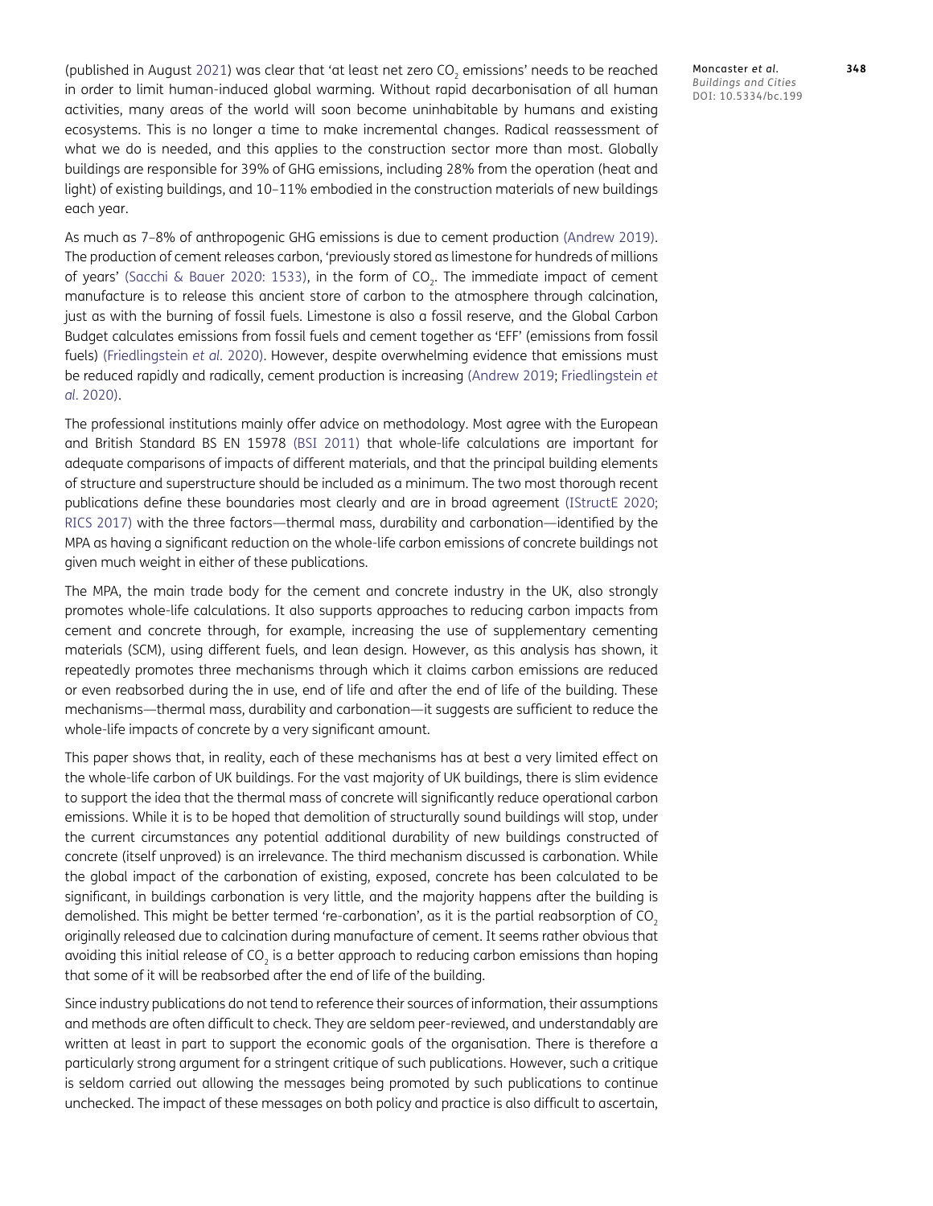(published in August 2021) was clear that 'at least net zero $CO_2$ emissions' needs to be reached in order to limit human-induced global warming. Without rapid decarbonisation of all human activities, many areas of the world will soon become uninhabitable by humans and existing ecosystems. This is no longer a time to make incremental changes. Radical reassessment of what we do is needed, and this applies to the construction sector more than most. Globally buildings are responsible for 39% of GHG emissions, including 28% from the operation (heat and light) of existing buildings, and 10–11% embodied in the construction materials of new buildings each year.

As much as 7–8% of anthropogenic GHG emissions is due to cement production (Andrew 2019). The production of cement releases carbon, 'previously stored as limestone for hundreds of millions of years' (Sacchi & Bauer 2020: 1533), in the form of $CO_2$. The immediate impact of cement manufacture is to release this ancient store of carbon to the atmosphere through calcination, just as with the burning of fossil fuels. Limestone is also a fossil reserve, and the Global Carbon Budget calculates emissions from fossil fuels and cement together as 'EFF' (emissions from fossil fuels) (Friedlingstein *et al.* 2020). However, despite overwhelming evidence that emissions must be reduced rapidly and radically, cement production is increasing (Andrew 2019; Friedlingstein *et al.* 2020).

The professional institutions mainly offer advice on methodology. Most agree with the European and British Standard BS EN 15978 (BSI 2011) that whole-life calculations are important for adequate comparisons of impacts of different materials, and that the principal building elements of structure and superstructure should be included as a minimum. The two most thorough recent publications define these boundaries most clearly and are in broad agreement (IStructE 2020; RICS 2017) with the three factors—thermal mass, durability and carbonation—identified by the MPA as having a significant reduction on the whole-life carbon emissions of concrete buildings not given much weight in either of these publications.

The MPA, the main trade body for the cement and concrete industry in the UK, also strongly promotes whole-life calculations. It also supports approaches to reducing carbon impacts from cement and concrete through, for example, increasing the use of supplementary cementing materials (SCM), using different fuels, and lean design. However, as this analysis has shown, it repeatedly promotes three mechanisms through which it claims carbon emissions are reduced or even reabsorbed during the in use, end of life and after the end of life of the building. These mechanisms—thermal mass, durability and carbonation—it suggests are sufficient to reduce the whole-life impacts of concrete by a very significant amount.

This paper shows that, in reality, each of these mechanisms has at best a very limited effect on the whole-life carbon of UK buildings. For the vast majority of UK buildings, there is slim evidence to support the idea that the thermal mass of concrete will significantly reduce operational carbon emissions. While it is to be hoped that demolition of structurally sound buildings will stop, under the current circumstances any potential additional durability of new buildings constructed of concrete (itself unproved) is an irrelevance. The third mechanism discussed is carbonation. While the global impact of the carbonation of existing, exposed, concrete has been calculated to be significant, in buildings carbonation is very little, and the majority happens after the building is demolished. This might be better termed 're-carbonation', as it is the partial reabsorption of $CO_2$ originally released due to calcination during manufacture of cement. It seems rather obvious that avoiding this initial release of $CO_2$ is a better approach to reducing carbon emissions than hoping that some of it will be reabsorbed after the end of life of the building.

Since industry publications do not tend to reference their sources of information, their assumptions and methods are often difficult to check. They are seldom peer-reviewed, and understandably are written at least in part to support the economic goals of the organisation. There is therefore a particularly strong argument for a stringent critique of such publications. However, such a critique is seldom carried out allowing the messages being promoted by such publications to continue unchecked. The impact of these messages on both policy and practice is also difficult to ascertain,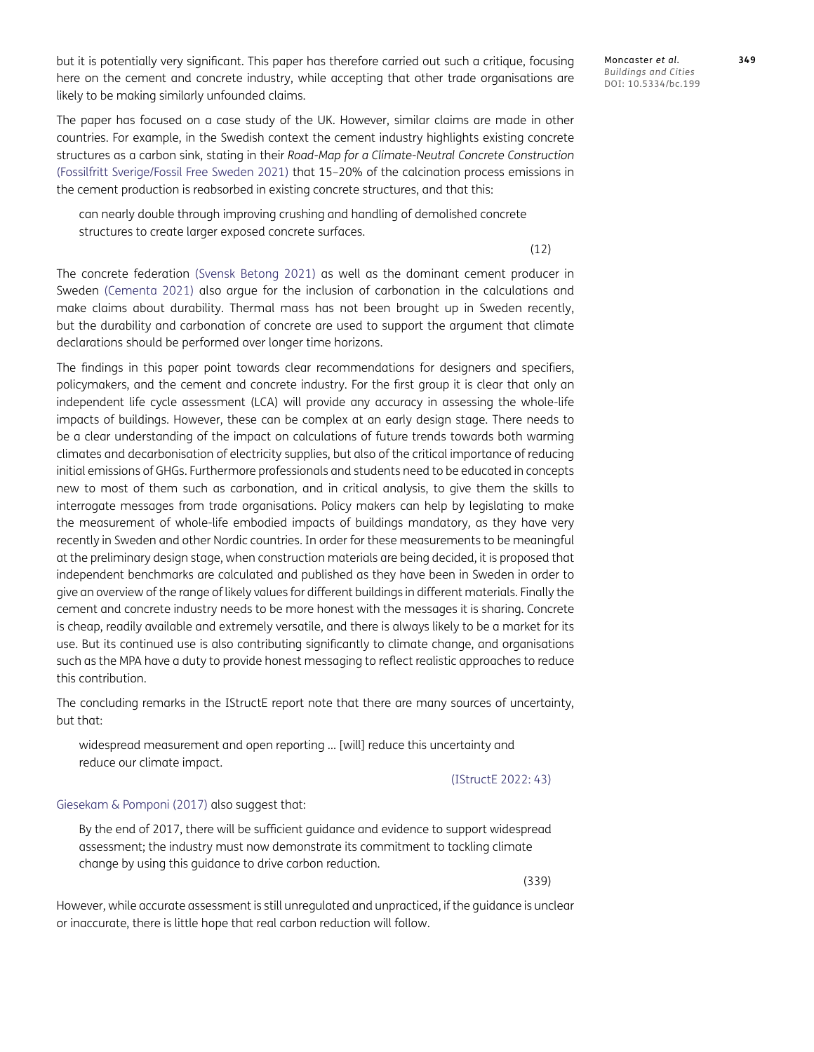but it is potentially very significant. This paper has therefore carried out such a critique, focusing here on the cement and concrete industry, while accepting that other trade organisations are likely to be making similarly unfounded claims.

The paper has focused on a case study of the UK. However, similar claims are made in other countries. For example, in the Swedish context the cement industry highlights existing concrete structures as a carbon sink, stating in their *Road-Map for a Climate-Neutral Concrete Construction* (Fossilfritt Sverige/Fossil Free Sweden 2021) that 15–20% of the calcination process emissions in the cement production is reabsorbed in existing concrete structures, and that this:

> can nearly double through improving crushing and handling of demolished concrete structures to create larger exposed concrete surfaces.
>
> (12)

The concrete federation (Svensk Betong 2021) as well as the dominant cement producer in Sweden (Cementa 2021) also argue for the inclusion of carbonation in the calculations and make claims about durability. Thermal mass has not been brought up in Sweden recently, but the durability and carbonation of concrete are used to support the argument that climate declarations should be performed over longer time horizons.

The findings in this paper point towards clear recommendations for designers and specifiers, policymakers, and the cement and concrete industry. For the first group it is clear that only an independent life cycle assessment (LCA) will provide any accuracy in assessing the whole-life impacts of buildings. However, these can be complex at an early design stage. There needs to be a clear understanding of the impact on calculations of future trends towards both warming climates and decarbonisation of electricity supplies, but also of the critical importance of reducing initial emissions of GHGs. Furthermore professionals and students need to be educated in concepts new to most of them such as carbonation, and in critical analysis, to give them the skills to interrogate messages from trade organisations. Policy makers can help by legislating to make the measurement of whole-life embodied impacts of buildings mandatory, as they have very recently in Sweden and other Nordic countries. In order for these measurements to be meaningful at the preliminary design stage, when construction materials are being decided, it is proposed that independent benchmarks are calculated and published as they have been in Sweden in order to give an overview of the range of likely values for different buildings in different materials. Finally the cement and concrete industry needs to be more honest with the messages it is sharing. Concrete is cheap, readily available and extremely versatile, and there is always likely to be a market for its use. But its continued use is also contributing significantly to climate change, and organisations such as the MPA have a duty to provide honest messaging to reflect realistic approaches to reduce this contribution.

The concluding remarks in the IStructE report note that there are many sources of uncertainty, but that:

> widespread measurement and open reporting … [will] reduce this uncertainty and reduce our climate impact.
>
> (IStructE 2022: 43)

Giesekam & Pomponi (2017) also suggest that:

> By the end of 2017, there will be sufficient guidance and evidence to support widespread assessment; the industry must now demonstrate its commitment to tackling climate change by using this guidance to drive carbon reduction.
>
> (339)

However, while accurate assessment is still unregulated and unpracticed, if the guidance is unclear or inaccurate, there is little hope that real carbon reduction will follow.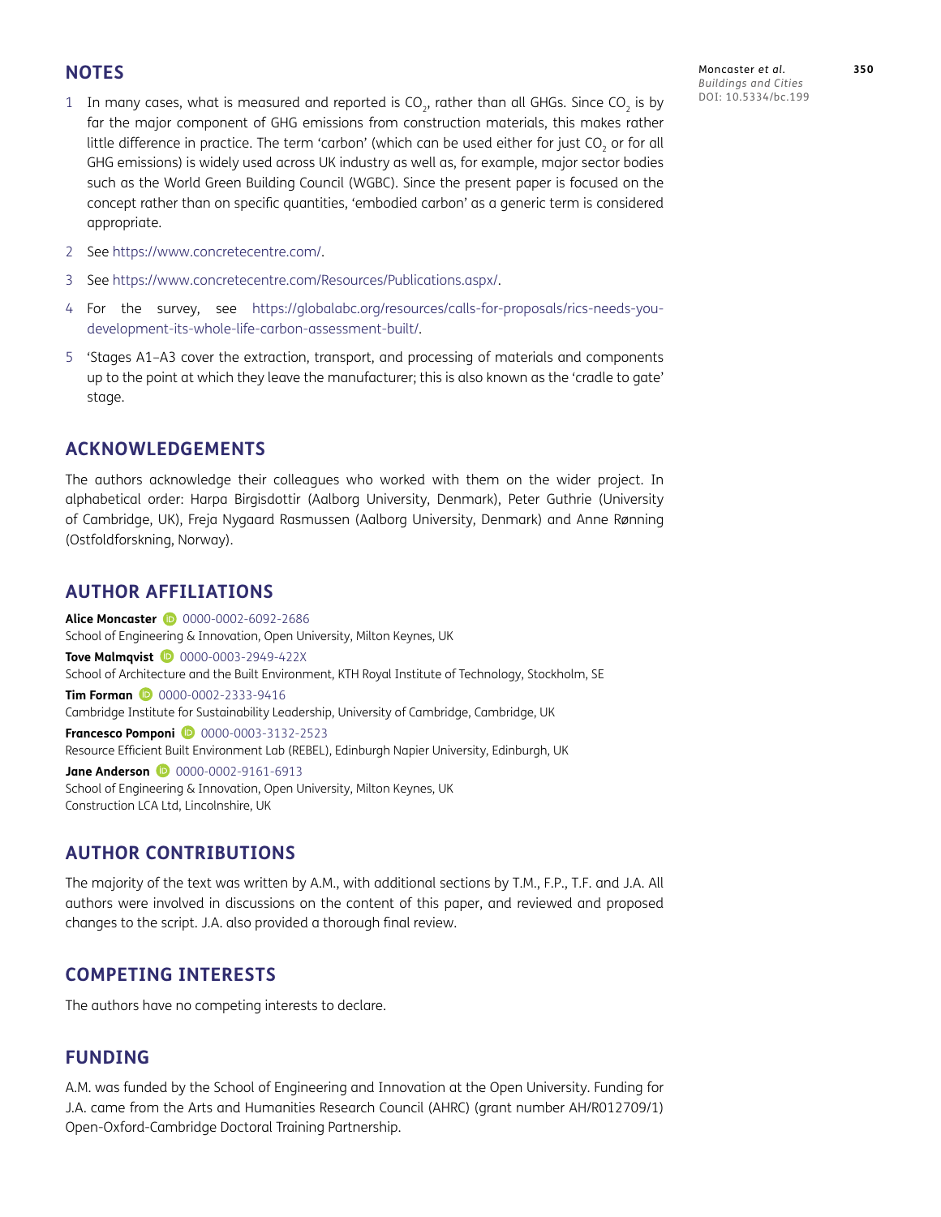## NOTES

1. In many cases, what is measured and reported is $CO_2$, rather than all GHGs. Since $CO_2$ is by far the major component of GHG emissions from construction materials, this makes rather little difference in practice. The term 'carbon' (which can be used either for just $CO_2$ or for all GHG emissions) is widely used across UK industry as well as, for example, major sector bodies such as the World Green Building Council (WGBC). Since the present paper is focused on the concept rather than on specific quantities, 'embodied carbon' as a generic term is considered appropriate.
2. See https://www.concretecentre.com/.
3. See https://www.concretecentre.com/Resources/Publications.aspx/.
4. For the survey, see https://globalabc.org/resources/calls-for-proposals/rics-needs-you-development-its-whole-life-carbon-assessment-built/.
5. 'Stages A1–A3 cover the extraction, transport, and processing of materials and components up to the point at which they leave the manufacturer; this is also known as the 'cradle to gate' stage.

## ACKNOWLEDGEMENTS

The authors acknowledge their colleagues who worked with them on the wider project. In alphabetical order: Harpa Birgisdottir (Aalborg University, Denmark), Peter Guthrie (University of Cambridge, UK), Freja Nygaard Rasmussen (Aalborg University, Denmark) and Anne Rønning (Ostfoldforskning, Norway).

## AUTHOR AFFILIATIONS

**Alice Moncaster** 0000-0002-6092-2686
School of Engineering & Innovation, Open University, Milton Keynes, UK

**Tove Malmqvist** 0000-0003-2949-422X
School of Architecture and the Built Environment, KTH Royal Institute of Technology, Stockholm, SE

**Tim Forman** 0000-0002-2333-9416
Cambridge Institute for Sustainability Leadership, University of Cambridge, Cambridge, UK

**Francesco Pomponi** 0000-0003-3132-2523
Resource Efficient Built Environment Lab (REBEL), Edinburgh Napier University, Edinburgh, UK

**Jane Anderson** 0000-0002-9161-6913
School of Engineering & Innovation, Open University, Milton Keynes, UK
Construction LCA Ltd, Lincolnshire, UK

## AUTHOR CONTRIBUTIONS

The majority of the text was written by A.M., with additional sections by T.M., F.P., T.F. and J.A. All authors were involved in discussions on the content of this paper, and reviewed and proposed changes to the script. J.A. also provided a thorough final review.

## COMPETING INTERESTS

The authors have no competing interests to declare.

## FUNDING

A.M. was funded by the School of Engineering and Innovation at the Open University. Funding for J.A. came from the Arts and Humanities Research Council (AHRC) (grant number AH/R012709/1) Open-Oxford-Cambridge Doctoral Training Partnership.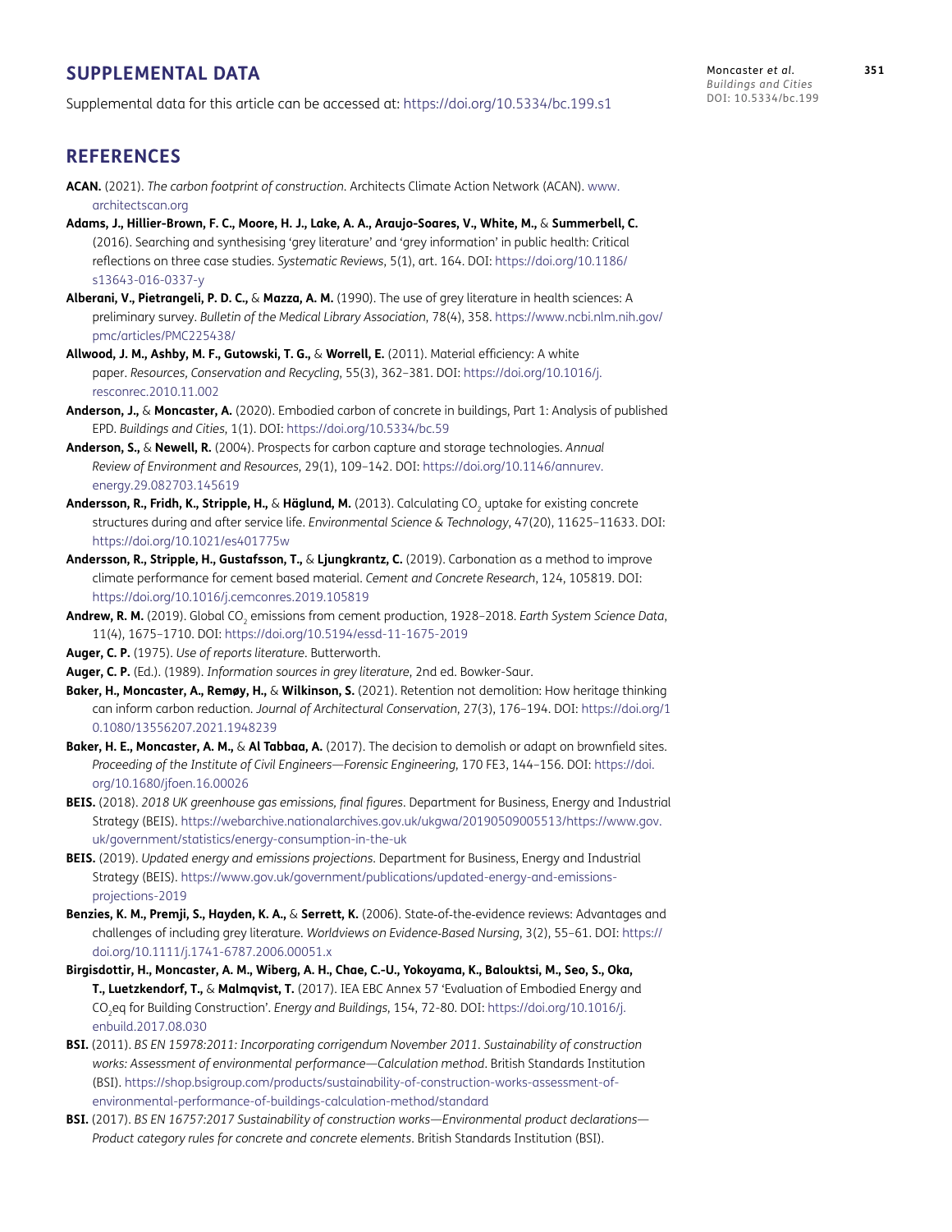## SUPPLEMENTAL DATA

Supplemental data for this article can be accessed at: https://doi.org/10.5334/bc.199.s1

## REFERENCES

**ACAN.** (2021). *The carbon footprint of construction*. Architects Climate Action Network (ACAN). www.architectscan.org

**Adams, J., Hillier-Brown, F. C., Moore, H. J., Lake, A. A., Araujo-Soares, V., White, M.,** & **Summerbell, C.** (2016). Searching and synthesising 'grey literature' and 'grey information' in public health: Critical reflections on three case studies. *Systematic Reviews*, 5(1), art. 164. DOI: https://doi.org/10.1186/s13643-016-0337-y

**Alberani, V., Pietrangeli, P. D. C.,** & **Mazza, A. M.** (1990). The use of grey literature in health sciences: A preliminary survey. *Bulletin of the Medical Library Association*, 78(4), 358. https://www.ncbi.nlm.nih.gov/pmc/articles/PMC225438/

**Allwood, J. M., Ashby, M. F., Gutowski, T. G.,** & **Worrell, E.** (2011). Material efficiency: A white paper. *Resources, Conservation and Recycling*, 55(3), 362–381. DOI: https://doi.org/10.1016/j.resconrec.2010.11.002

**Anderson, J.,** & **Moncaster, A.** (2020). Embodied carbon of concrete in buildings, Part 1: Analysis of published EPD. *Buildings and Cities*, 1(1). DOI: https://doi.org/10.5334/bc.59

**Anderson, S.,** & **Newell, R.** (2004). Prospects for carbon capture and storage technologies. *Annual Review of Environment and Resources*, 29(1), 109–142. DOI: https://doi.org/10.1146/annurev.energy.29.082703.145619

**Andersson, R., Fridh, K., Stripple, H.,** & **Häglund, M.** (2013). Calculating $CO_2$ uptake for existing concrete structures during and after service life. *Environmental Science & Technology*, 47(20), 11625–11633. DOI: https://doi.org/10.1021/es401775w

**Andersson, R., Stripple, H., Gustafsson, T.,** & **Ljungkrantz, C.** (2019). Carbonation as a method to improve climate performance for cement based material. *Cement and Concrete Research*, 124, 105819. DOI: https://doi.org/10.1016/j.cemconres.2019.105819

**Andrew, R. M.** (2019). Global $CO_2$ emissions from cement production, 1928–2018. *Earth System Science Data*, 11(4), 1675–1710. DOI: https://doi.org/10.5194/essd-11-1675-2019

**Auger, C. P.** (1975). *Use of reports literature*. Butterworth.

**Auger, C. P.** (Ed.). (1989). *Information sources in grey literature*, 2nd ed. Bowker-Saur.

**Baker, H., Moncaster, A., Remøy, H.,** & **Wilkinson, S.** (2021). Retention not demolition: How heritage thinking can inform carbon reduction. *Journal of Architectural Conservation*, 27(3), 176–194. DOI: https://doi.org/10.1080/13556207.2021.1948239

**Baker, H. E., Moncaster, A. M.,** & **Al Tabbaa, A.** (2017). The decision to demolish or adapt on brownfield sites. *Proceeding of the Institute of Civil Engineers—Forensic Engineering*, 170 FE3, 144–156. DOI: https://doi.org/10.1680/jfoen.16.00026

**BEIS.** (2018). *2018 UK greenhouse gas emissions, final figures*. Department for Business, Energy and Industrial Strategy (BEIS). https://webarchive.nationalarchives.gov.uk/ukgwa/20190509005513/https://www.gov.uk/government/statistics/energy-consumption-in-the-uk

**BEIS.** (2019). *Updated energy and emissions projections*. Department for Business, Energy and Industrial Strategy (BEIS). https://www.gov.uk/government/publications/updated-energy-and-emissions-projections-2019

**Benzies, K. M., Premji, S., Hayden, K. A.,** & **Serrett, K.** (2006). State-of-the-evidence reviews: Advantages and challenges of including grey literature. *Worldviews on Evidence-Based Nursing*, 3(2), 55–61. DOI: https://doi.org/10.1111/j.1741-6787.2006.00051.x

**Birgisdottir, H., Moncaster, A. M., Wiberg, A. H., Chae, C.-U., Yokoyama, K., Balouktsi, M., Seo, S., Oka, T., Luetzkendorf, T.,** & **Malmqvist, T.** (2017). IEA EBC Annex 57 'Evaluation of Embodied Energy and $CO_2$eq for Building Construction'. *Energy and Buildings*, 154, 72-80. DOI: https://doi.org/10.1016/j.enbuild.2017.08.030

**BSI.** (2011). *BS EN 15978:2011: Incorporating corrigendum November 2011. Sustainability of construction works: Assessment of environmental performance—Calculation method*. British Standards Institution (BSI). https://shop.bsigroup.com/products/sustainability-of-construction-works-assessment-of-environmental-performance-of-buildings-calculation-method/standard

**BSI.** (2017). *BS EN 16757:2017 Sustainability of construction works—Environmental product declarations—Product category rules for concrete and concrete elements*. British Standards Institution (BSI).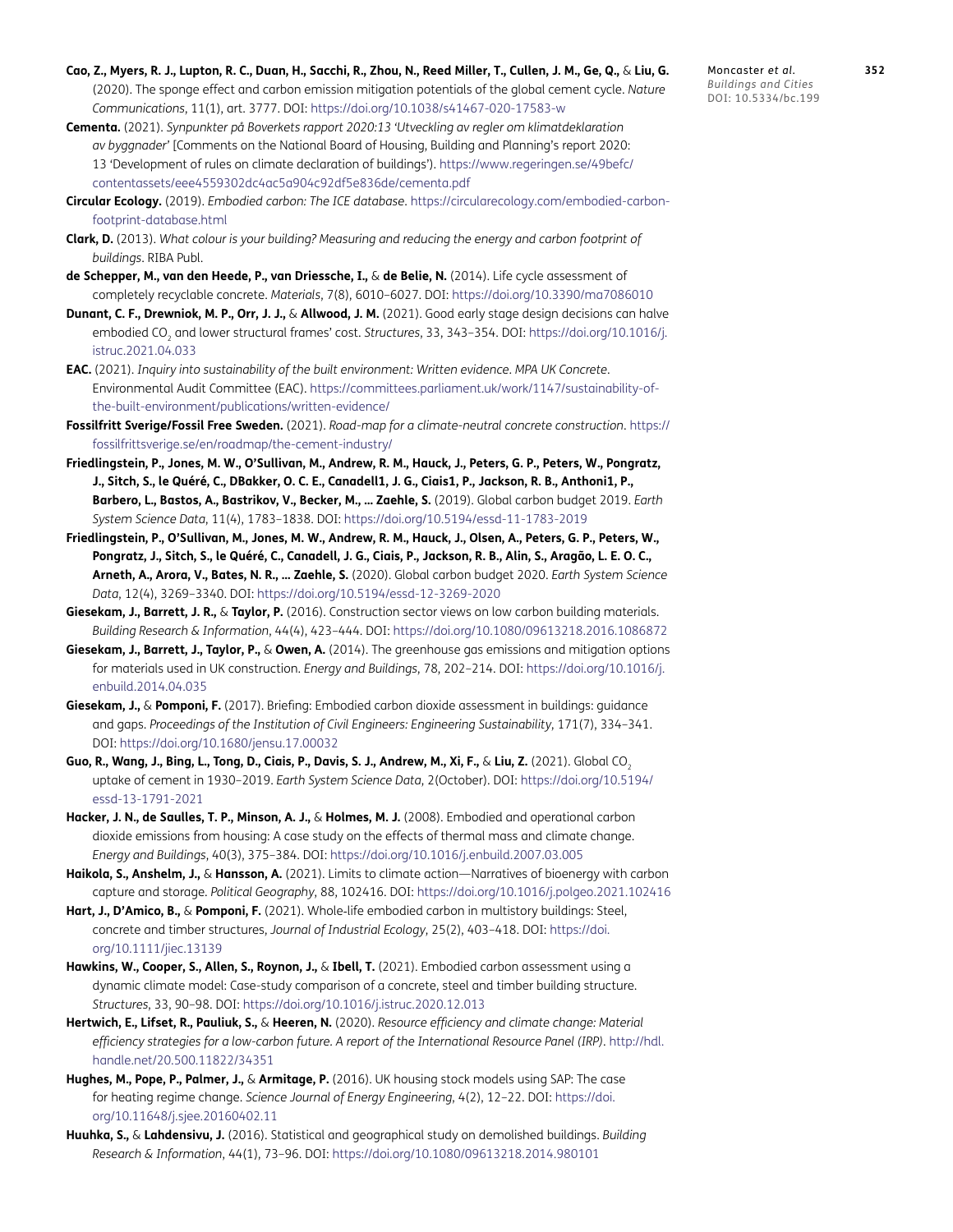**Cao, Z., Myers, R. J., Lupton, R. C., Duan, H., Sacchi, R., Zhou, N., Reed Miller, T., Cullen, J. M., Ge, Q.,** & **Liu, G.** (2020). The sponge effect and carbon emission mitigation potentials of the global cement cycle. *Nature Communications*, 11(1), art. 3777. DOI: https://doi.org/10.1038/s41467-020-17583-w

**Cementa.** (2021). *Synpunkter på Boverkets rapport 2020:13 'Utveckling av regler om klimatdeklaration av byggnader'* [Comments on the National Board of Housing, Building and Planning's report 2020: 13 'Development of rules on climate declaration of buildings']. https://www.regeringen.se/49befc/contentassets/eee4559302dc4ac5a904c92df5e836de/cementa.pdf

**Circular Ecology.** (2019). *Embodied carbon: The ICE database*. https://circularecology.com/embodied-carbon-footprint-database.html

**Clark, D.** (2013). *What colour is your building? Measuring and reducing the energy and carbon footprint of buildings*. RIBA Publ.

**de Schepper, M., van den Heede, P., van Driessche, I.,** & **de Belie, N.** (2014). Life cycle assessment of completely recyclable concrete. *Materials*, 7(8), 6010–6027. DOI: https://doi.org/10.3390/ma7086010

**Dunant, C. F., Drewniok, M. P., Orr, J. J.,** & **Allwood, J. M.** (2021). Good early stage design decisions can halve embodied $CO_2$ and lower structural frames' cost. *Structures*, 33, 343–354. DOI: https://doi.org/10.1016/j.istruc.2021.04.033

**EAC.** (2021). *Inquiry into sustainability of the built environment: Written evidence. MPA UK Concrete*. Environmental Audit Committee (EAC). https://committees.parliament.uk/work/1147/sustainability-of-the-built-environment/publications/written-evidence/

**Fossilfritt Sverige/Fossil Free Sweden.** (2021). *Road-map for a climate-neutral concrete construction*. https://fossilfrittsverige.se/en/roadmap/the-cement-industry/

**Friedlingstein, P., Jones, M. W., O'Sullivan, M., Andrew, R. M., Hauck, J., Peters, G. P., Peters, W., Pongratz, J., Sitch, S., le Quéré, C., DBakker, O. C. E., Canadell1, J. G., Ciais1, P., Jackson, R. B., Anthoni1, P., Barbero, L., Bastos, A., Bastrikov, V., Becker, M., … Zaehle, S.** (2019). Global carbon budget 2019. *Earth System Science Data*, 11(4), 1783–1838. DOI: https://doi.org/10.5194/essd-11-1783-2019

**Friedlingstein, P., O'Sullivan, M., Jones, M. W., Andrew, R. M., Hauck, J., Olsen, A., Peters, G. P., Peters, W., Pongratz, J., Sitch, S., le Quéré, C., Canadell, J. G., Ciais, P., Jackson, R. B., Alin, S., Aragão, L. E. O. C., Arneth, A., Arora, V., Bates, N. R., … Zaehle, S.** (2020). Global carbon budget 2020. *Earth System Science Data*, 12(4), 3269–3340. DOI: https://doi.org/10.5194/essd-12-3269-2020

**Giesekam, J., Barrett, J. R.,** & **Taylor, P.** (2016). Construction sector views on low carbon building materials. *Building Research & Information*, 44(4), 423–444. DOI: https://doi.org/10.1080/09613218.2016.1086872

**Giesekam, J., Barrett, J., Taylor, P.,** & **Owen, A.** (2014). The greenhouse gas emissions and mitigation options for materials used in UK construction. *Energy and Buildings*, 78, 202–214. DOI: https://doi.org/10.1016/j.enbuild.2014.04.035

**Giesekam, J.,** & **Pomponi, F.** (2017). Briefing: Embodied carbon dioxide assessment in buildings: guidance and gaps. *Proceedings of the Institution of Civil Engineers: Engineering Sustainability*, 171(7), 334–341. DOI: https://doi.org/10.1680/jensu.17.00032

**Guo, R., Wang, J., Bing, L., Tong, D., Ciais, P., Davis, S. J., Andrew, M., Xi, F.,** & **Liu, Z.** (2021). Global $CO_2$ uptake of cement in 1930–2019. *Earth System Science Data*, 2(October). DOI: https://doi.org/10.5194/essd-13-1791-2021

**Hacker, J. N., de Saulles, T. P., Minson, A. J.,** & **Holmes, M. J.** (2008). Embodied and operational carbon dioxide emissions from housing: A case study on the effects of thermal mass and climate change. *Energy and Buildings*, 40(3), 375–384. DOI: https://doi.org/10.1016/j.enbuild.2007.03.005

**Haikola, S., Anshelm, J.,** & **Hansson, A.** (2021). Limits to climate action—Narratives of bioenergy with carbon capture and storage. *Political Geography*, 88, 102416. DOI: https://doi.org/10.1016/j.polgeo.2021.102416

**Hart, J., D'Amico, B.,** & **Pomponi, F.** (2021). Whole-life embodied carbon in multistory buildings: Steel, concrete and timber structures, *Journal of Industrial Ecology*, 25(2), 403–418. DOI: https://doi.org/10.1111/jiec.13139

**Hawkins, W., Cooper, S., Allen, S., Roynon, J.,** & **Ibell, T.** (2021). Embodied carbon assessment using a dynamic climate model: Case-study comparison of a concrete, steel and timber building structure. *Structures*, 33, 90–98. DOI: https://doi.org/10.1016/j.istruc.2020.12.013

**Hertwich, E., Lifset, R., Pauliuk, S.,** & **Heeren, N.** (2020). *Resource efficiency and climate change: Material efficiency strategies for a low-carbon future. A report of the International Resource Panel (IRP)*. http://hdl.handle.net/20.500.11822/34351

**Hughes, M., Pope, P., Palmer, J.,** & **Armitage, P.** (2016). UK housing stock models using SAP: The case for heating regime change. *Science Journal of Energy Engineering*, 4(2), 12–22. DOI: https://doi.org/10.11648/j.sjee.20160402.11

**Huuhka, S.,** & **Lahdensivu, J.** (2016). Statistical and geographical study on demolished buildings. *Building Research & Information*, 44(1), 73–96. DOI: https://doi.org/10.1080/09613218.2014.980101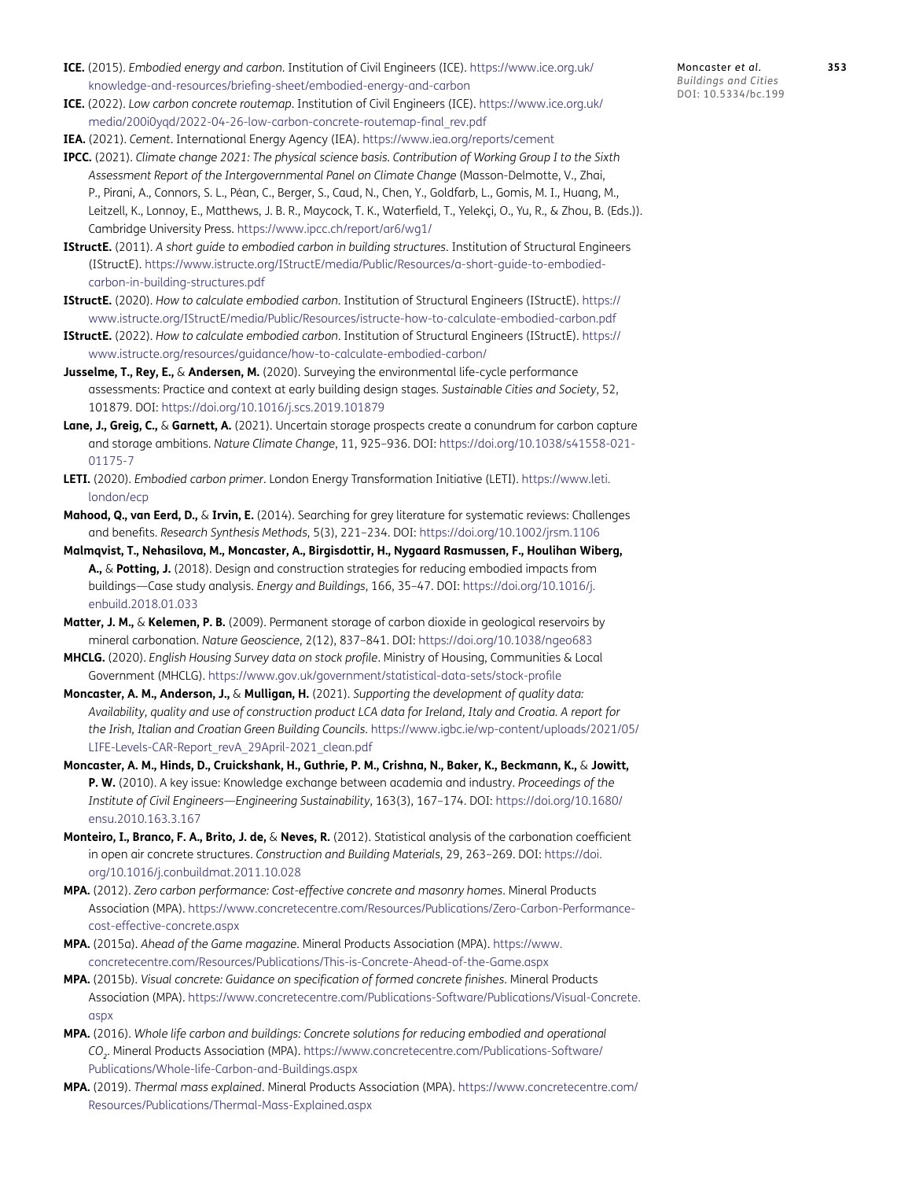**ICE.** (2015). *Embodied energy and carbon*. Institution of Civil Engineers (ICE). https://www.ice.org.uk/knowledge-and-resources/briefing-sheet/embodied-energy-and-carbon

**ICE.** (2022). *Low carbon concrete routemap*. Institution of Civil Engineers (ICE). https://www.ice.org.uk/media/200i0yqd/2022-04-26-low-carbon-concrete-routemap-final_rev.pdf

**IEA.** (2021). *Cement*. International Energy Agency (IEA). https://www.iea.org/reports/cement

**IPCC.** (2021). *Climate change 2021: The physical science basis. Contribution of Working Group I to the Sixth Assessment Report of the Intergovernmental Panel on Climate Change* (Masson-Delmotte, V., Zhai, P., Pirani, A., Connors, S. L., Péan, C., Berger, S., Caud, N., Chen, Y., Goldfarb, L., Gomis, M. I., Huang, M., Leitzell, K., Lonnoy, E., Matthews, J. B. R., Maycock, T. K., Waterfield, T., Yelekçi, O., Yu, R., & Zhou, B. (Eds.)). Cambridge University Press. https://www.ipcc.ch/report/ar6/wg1/

**IStructE.** (2011). *A short guide to embodied carbon in building structures*. Institution of Structural Engineers (IStructE). https://www.istructe.org/IStructE/media/Public/Resources/a-short-guide-to-embodied-carbon-in-building-structures.pdf

**IStructE.** (2020). *How to calculate embodied carbon*. Institution of Structural Engineers (IStructE). https://www.istructe.org/IStructE/media/Public/Resources/istructe-how-to-calculate-embodied-carbon.pdf

**IStructE.** (2022). *How to calculate embodied carbon*. Institution of Structural Engineers (IStructE). https://www.istructe.org/resources/guidance/how-to-calculate-embodied-carbon/

**Jusselme, T., Rey, E.,** & **Andersen, M.** (2020). Surveying the environmental life-cycle performance assessments: Practice and context at early building design stages. *Sustainable Cities and Society*, 52, 101879. DOI: https://doi.org/10.1016/j.scs.2019.101879

**Lane, J., Greig, C.,** & **Garnett, A.** (2021). Uncertain storage prospects create a conundrum for carbon capture and storage ambitions. *Nature Climate Change*, 11, 925–936. DOI: https://doi.org/10.1038/s41558-021-01175-7

**LETI.** (2020). *Embodied carbon primer*. London Energy Transformation Initiative (LETI). https://www.leti.london/ecp

**Mahood, Q., van Eerd, D.,** & **Irvin, E.** (2014). Searching for grey literature for systematic reviews: Challenges and benefits. *Research Synthesis Methods*, 5(3), 221–234. DOI: https://doi.org/10.1002/jrsm.1106

**Malmqvist, T., Nehasilova, M., Moncaster, A., Birgisdottir, H., Nygaard Rasmussen, F., Houlihan Wiberg, A.,** & **Potting, J.** (2018). Design and construction strategies for reducing embodied impacts from buildings—Case study analysis. *Energy and Buildings*, 166, 35–47. DOI: https://doi.org/10.1016/j.enbuild.2018.01.033

**Matter, J. M.,** & **Kelemen, P. B.** (2009). Permanent storage of carbon dioxide in geological reservoirs by mineral carbonation. *Nature Geoscience*, 2(12), 837–841. DOI: https://doi.org/10.1038/ngeo683

**MHCLG.** (2020). *English Housing Survey data on stock profile*. Ministry of Housing, Communities & Local Government (MHCLG). https://www.gov.uk/government/statistical-data-sets/stock-profile

**Moncaster, A. M., Anderson, J.,** & **Mulligan, H.** (2021). *Supporting the development of quality data: Availability, quality and use of construction product LCA data for Ireland, Italy and Croatia. A report for the Irish, Italian and Croatian Green Building Councils*. https://www.igbc.ie/wp-content/uploads/2021/05/LIFE-Levels-CAR-Report_revA_29April-2021_clean.pdf

**Moncaster, A. M., Hinds, D., Cruickshank, H., Guthrie, P. M., Crishna, N., Baker, K., Beckmann, K.,** & **Jowitt, P. W.** (2010). A key issue: Knowledge exchange between academia and industry. *Proceedings of the Institute of Civil Engineers—Engineering Sustainability*, 163(3), 167–174. DOI: https://doi.org/10.1680/ensu.2010.163.3.167

**Monteiro, I., Branco, F. A., Brito, J. de,** & **Neves, R.** (2012). Statistical analysis of the carbonation coefficient in open air concrete structures. *Construction and Building Materials*, 29, 263–269. DOI: https://doi.org/10.1016/j.conbuildmat.2011.10.028

**MPA.** (2012). *Zero carbon performance: Cost-effective concrete and masonry homes*. Mineral Products Association (MPA). https://www.concretecentre.com/Resources/Publications/Zero-Carbon-Performance-cost-effective-concrete.aspx

**MPA.** (2015a). *Ahead of the Game magazine*. Mineral Products Association (MPA). https://www.concretecentre.com/Resources/Publications/This-is-Concrete-Ahead-of-the-Game.aspx

**MPA.** (2015b). *Visual concrete: Guidance on specification of formed concrete finishes*. Mineral Products Association (MPA). https://www.concretecentre.com/Publications-Software/Publications/Visual-Concrete.aspx

**MPA.** (2016). *Whole life carbon and buildings: Concrete solutions for reducing embodied and operational $CO_2$*. Mineral Products Association (MPA). https://www.concretecentre.com/Publications-Software/Publications/Whole-life-Carbon-and-Buildings.aspx

**MPA.** (2019). *Thermal mass explained*. Mineral Products Association (MPA). https://www.concretecentre.com/Resources/Publications/Thermal-Mass-Explained.aspx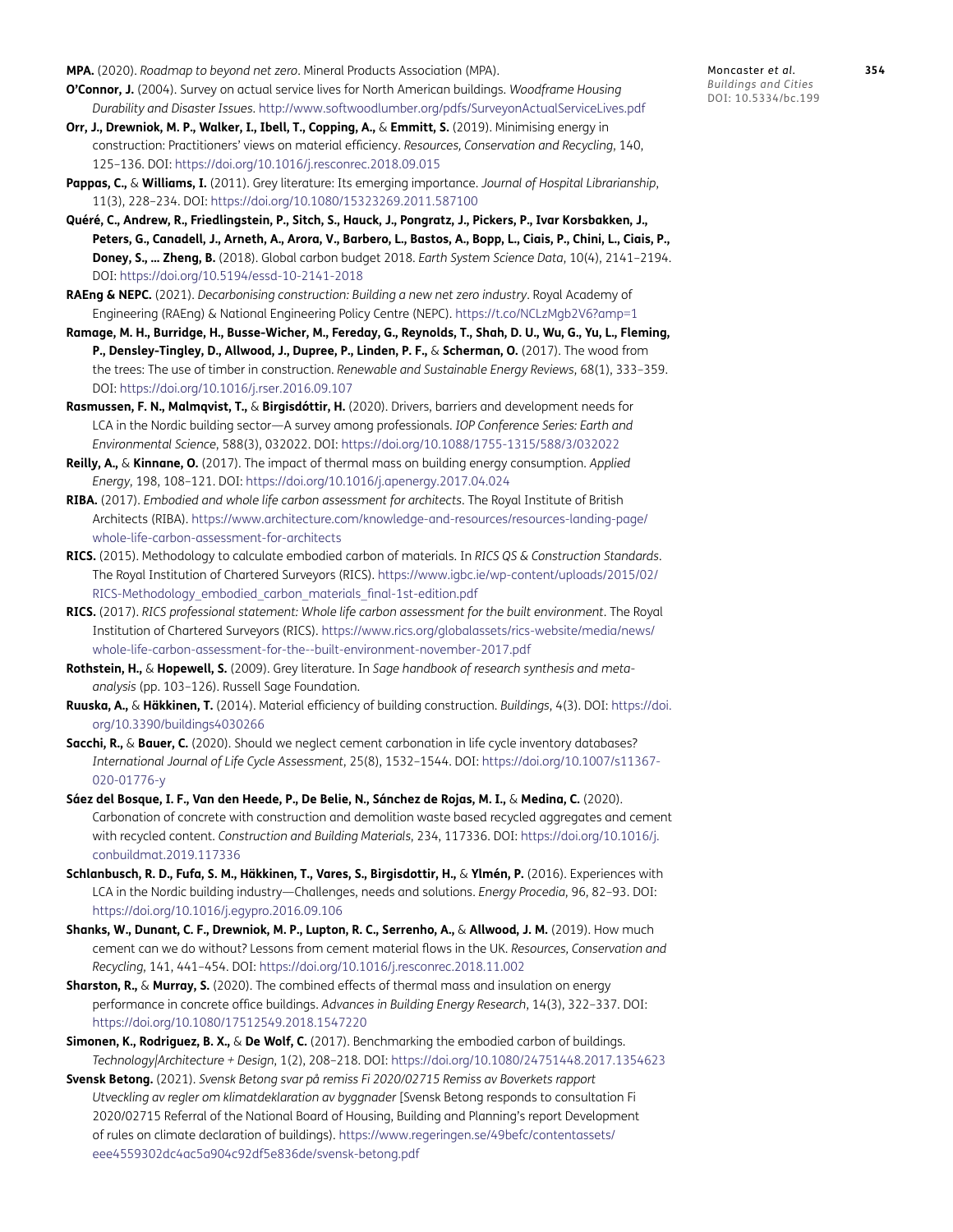**MPA.** (2020). *Roadmap to beyond net zero*. Mineral Products Association (MPA).

**O'Connor, J.** (2004). Survey on actual service lives for North American buildings. *Woodframe Housing Durability and Disaster Issues*. http://www.softwoodlumber.org/pdfs/SurveyonActualServiceLives.pdf

**Orr, J., Drewniok, M. P., Walker, I., Ibell, T., Copping, A.,** & **Emmitt, S.** (2019). Minimising energy in construction: Practitioners' views on material efficiency. *Resources, Conservation and Recycling*, 140, 125–136. DOI: https://doi.org/10.1016/j.resconrec.2018.09.015

**Pappas, C.,** & **Williams, I.** (2011). Grey literature: Its emerging importance. *Journal of Hospital Librarianship*, 11(3), 228–234. DOI: https://doi.org/10.1080/15323269.2011.587100

**Quéré, C., Andrew, R., Friedlingstein, P., Sitch, S., Hauck, J., Pongratz, J., Pickers, P., Ivar Korsbakken, J., Peters, G., Canadell, J., Arneth, A., Arora, V., Barbero, L., Bastos, A., Bopp, L., Ciais, P., Chini, L., Ciais, P., Doney, S., … Zheng, B.** (2018). Global carbon budget 2018. *Earth System Science Data*, 10(4), 2141–2194. DOI: https://doi.org/10.5194/essd-10-2141-2018

**RAEng & NEPC.** (2021). *Decarbonising construction: Building a new net zero industry*. Royal Academy of Engineering (RAEng) & National Engineering Policy Centre (NEPC). https://t.co/NCLzMgb2V6?amp=1

**Ramage, M. H., Burridge, H., Busse-Wicher, M., Fereday, G., Reynolds, T., Shah, D. U., Wu, G., Yu, L., Fleming, P., Densley-Tingley, D., Allwood, J., Dupree, P., Linden, P. F.,** & **Scherman, O.** (2017). The wood from the trees: The use of timber in construction. *Renewable and Sustainable Energy Reviews*, 68(1), 333–359. DOI: https://doi.org/10.1016/j.rser.2016.09.107

**Rasmussen, F. N., Malmqvist, T.,** & **Birgisdóttir, H.** (2020). Drivers, barriers and development needs for LCA in the Nordic building sector—A survey among professionals. *IOP Conference Series: Earth and Environmental Science*, 588(3), 032022. DOI: https://doi.org/10.1088/1755-1315/588/3/032022

**Reilly, A.,** & **Kinnane, O.** (2017). The impact of thermal mass on building energy consumption. *Applied Energy*, 198, 108–121. DOI: https://doi.org/10.1016/j.apenergy.2017.04.024

**RIBA.** (2017). *Embodied and whole life carbon assessment for architects*. The Royal Institute of British Architects (RIBA). https://www.architecture.com/knowledge-and-resources/resources-landing-page/whole-life-carbon-assessment-for-architects

**RICS.** (2015). Methodology to calculate embodied carbon of materials. In *RICS QS & Construction Standards*. The Royal Institution of Chartered Surveyors (RICS). https://www.igbc.ie/wp-content/uploads/2015/02/RICS-Methodology_embodied_carbon_materials_final-1st-edition.pdf

**RICS.** (2017). *RICS professional statement: Whole life carbon assessment for the built environment*. The Royal Institution of Chartered Surveyors (RICS). https://www.rics.org/globalassets/rics-website/media/news/whole-life-carbon-assessment-for-the--built-environment-november-2017.pdf

**Rothstein, H.,** & **Hopewell, S.** (2009). Grey literature. In *Sage handbook of research synthesis and meta-analysis* (pp. 103–126). Russell Sage Foundation.

**Ruuska, A.,** & **Häkkinen, T.** (2014). Material efficiency of building construction. *Buildings*, 4(3). DOI: https://doi.org/10.3390/buildings4030266

**Sacchi, R.,** & **Bauer, C.** (2020). Should we neglect cement carbonation in life cycle inventory databases? *International Journal of Life Cycle Assessment*, 25(8), 1532–1544. DOI: https://doi.org/10.1007/s11367-020-01776-y

**Sáez del Bosque, I. F., Van den Heede, P., De Belie, N., Sánchez de Rojas, M. I.,** & **Medina, C.** (2020). Carbonation of concrete with construction and demolition waste based recycled aggregates and cement with recycled content. *Construction and Building Materials*, 234, 117336. DOI: https://doi.org/10.1016/j.conbuildmat.2019.117336

**Schlanbusch, R. D., Fufa, S. M., Häkkinen, T., Vares, S., Birgisdottir, H.,** & **Ylmén, P.** (2016). Experiences with LCA in the Nordic building industry—Challenges, needs and solutions. *Energy Procedia*, 96, 82–93. DOI: https://doi.org/10.1016/j.egypro.2016.09.106

**Shanks, W., Dunant, C. F., Drewniok, M. P., Lupton, R. C., Serrenho, A.,** & **Allwood, J. M.** (2019). How much cement can we do without? Lessons from cement material flows in the UK. *Resources, Conservation and Recycling*, 141, 441–454. DOI: https://doi.org/10.1016/j.resconrec.2018.11.002

**Sharston, R.,** & **Murray, S.** (2020). The combined effects of thermal mass and insulation on energy performance in concrete office buildings. *Advances in Building Energy Research*, 14(3), 322–337. DOI: https://doi.org/10.1080/17512549.2018.1547220

**Simonen, K., Rodriguez, B. X.,** & **De Wolf, C.** (2017). Benchmarking the embodied carbon of buildings. *Technology|Architecture + Design*, 1(2), 208–218. DOI: https://doi.org/10.1080/24751448.2017.1354623

**Svensk Betong.** (2021). *Svensk Betong svar på remiss Fi 2020/02715 Remiss av Boverkets rapport Utveckling av regler om klimatdeklaration av byggnader* [Svensk Betong responds to consultation Fi 2020/02715 Referral of the National Board of Housing, Building and Planning's report Development of rules on climate declaration of buildings). https://www.regeringen.se/49befc/contentassets/eee4559302dc4ac5a904c92df5e836de/svensk-betong.pdf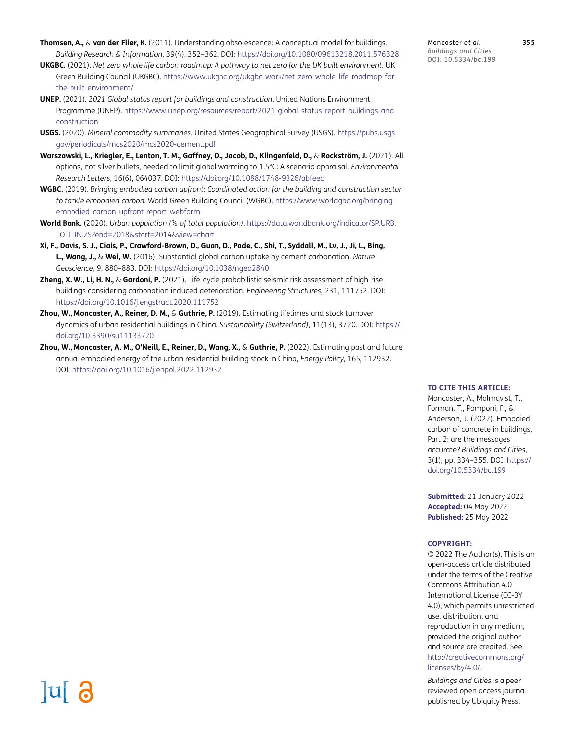**Thomsen, A.,** & **van der Flier, K.** (2011). Understanding obsolescence: A conceptual model for buildings. *Building Research & Information*, 39(4), 352–362. DOI: https://doi.org/10.1080/09613218.2011.576328

**UKGBC.** (2021). *Net zero whole life carbon roadmap: A pathway to net zero for the UK built environment*. UK Green Building Council (UKGBC). https://www.ukgbc.org/ukgbc-work/net-zero-whole-life-roadmap-for-the-built-environment/

**UNEP.** (2021). *2021 Global status report for buildings and construction*. United Nations Environment Programme (UNEP). https://www.unep.org/resources/report/2021-global-status-report-buildings-and-construction

**USGS.** (2020). *Mineral commodity summaries*. United States Geographical Survey (USGS). https://pubs.usgs.gov/periodicals/mcs2020/mcs2020-cement.pdf

**Warszawski, L., Kriegler, E., Lenton, T. M., Gaffney, O., Jacob, D., Klingenfeld, D.,** & **Rockström, J.** (2021). All options, not silver bullets, needed to limit global warming to 1.5°C: A scenario appraisal. *Environmental Research Letters*, 16(6), 064037. DOI: https://doi.org/10.1088/1748-9326/abfeec

**WGBC.** (2019). *Bringing embodied carbon upfront: Coordinated action for the building and construction sector to tackle embodied carbon*. World Green Building Council (WGBC). https://www.worldgbc.org/bringing-embodied-carbon-upfront-report-webform

**World Bank.** (2020). *Urban population (% of total population)*. https://data.worldbank.org/indicator/SP.URB.TOTL.IN.ZS?end=2018&start=2014&view=chart

**Xi, F., Davis, S. J., Ciais, P., Crawford-Brown, D., Guan, D., Pade, C., Shi, T., Syddall, M., Lv, J., Ji, L., Bing, L., Wang, J.,** & **Wei, W.** (2016). Substantial global carbon uptake by cement carbonation. *Nature Geoscience*, 9, 880–883. DOI: https://doi.org/10.1038/ngeo2840

**Zheng, X. W., Li, H. N.,** & **Gardoni, P.** (2021). Life-cycle probabilistic seismic risk assessment of high-rise buildings considering carbonation induced deterioration. *Engineering Structures*, 231, 111752. DOI: https://doi.org/10.1016/j.engstruct.2020.111752

**Zhou, W., Moncaster, A., Reiner, D. M.,** & **Guthrie, P.** (2019). Estimating lifetimes and stock turnover dynamics of urban residential buildings in China. *Sustainability (Switzerland)*, 11(13), 3720. DOI: https://doi.org/10.3390/su11133720

**Zhou, W., Moncaster, A. M., O'Neill, E., Reiner, D., Wang, X.,** & **Guthrie, P.** (2022). Estimating past and future annual embodied energy of the urban residential building stock in China, *Energy Policy*, 165, 112932. DOI: https://doi.org/10.1016/j.enpol.2022.112932

**TO CITE THIS ARTICLE:**

Moncaster, A., Malmqvist, T., Forman, T., Pomponi, F., & Anderson, J. (2022). Embodied carbon of concrete in buildings, Part 2: are the messages accurate? *Buildings and Cities*, 3(1), pp. 334–355. DOI: https://doi.org/10.5334/bc.199

**Submitted:** 21 January 2022
**Accepted:** 04 May 2022
**Published:** 25 May 2022

**COPYRIGHT:**

© 2022 The Author(s). This is an open-access article distributed under the terms of the Creative Commons Attribution 4.0 International License (CC-BY 4.0), which permits unrestricted use, distribution, and reproduction in any medium, provided the original author and source are credited. See http://creativecommons.org/licenses/by/4.0/.

*Buildings and Cities* is a peer-reviewed open access journal published by Ubiquity Press.